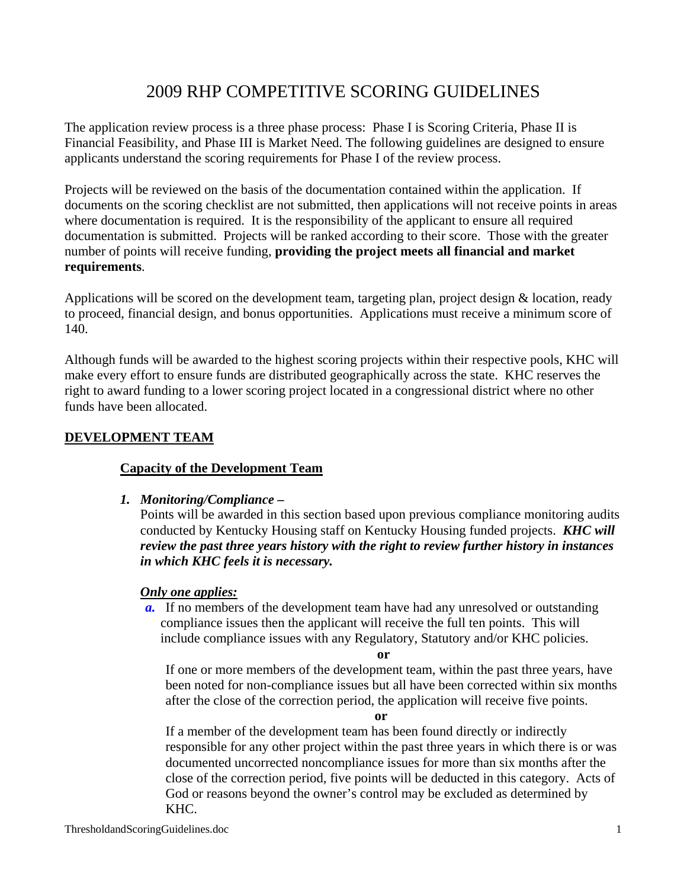# 2009 RHP COMPETITIVE SCORING GUIDELINES

The application review process is a three phase process: Phase I is Scoring Criteria, Phase II is Financial Feasibility, and Phase III is Market Need. The following guidelines are designed to ensure applicants understand the scoring requirements for Phase I of the review process.

Projects will be reviewed on the basis of the documentation contained within the application. If documents on the scoring checklist are not submitted, then applications will not receive points in areas where documentation is required. It is the responsibility of the applicant to ensure all required documentation is submitted. Projects will be ranked according to their score. Those with the greater number of points will receive funding, **providing the project meets all financial and market requirements**.

Applications will be scored on the development team, targeting plan, project design & location, ready to proceed, financial design, and bonus opportunities. Applications must receive a minimum score of 140.

Although funds will be awarded to the highest scoring projects within their respective pools, KHC will make every effort to ensure funds are distributed geographically across the state. KHC reserves the right to award funding to a lower scoring project located in a congressional district where no other funds have been allocated.

## DEVELOPMENT TEAM

### Capacity of the Development Team

1. ***Monitoring/Compliance –***
   Points will be awarded in this section based upon previous compliance monitoring audits conducted by Kentucky Housing staff on Kentucky Housing funded projects. ***KHC will review the past three years history with the right to review further history in instances in which KHC feels it is necessary.***

   ***Only one applies:***

   ***a.*** If no members of the development team have had any unresolved or outstanding compliance issues then the applicant will receive the full ten points. This will include compliance issues with any Regulatory, Statutory and/or KHC policies.

   **or**

   If one or more members of the development team, within the past three years, have been noted for non-compliance issues but all have been corrected within six months after the close of the correction period, the application will receive five points.

   **or**

   If a member of the development team has been found directly or indirectly responsible for any other project within the past three years in which there is or was documented uncorrected noncompliance issues for more than six months after the close of the correction period, five points will be deducted in this category. Acts of God or reasons beyond the owner's control may be excluded as determined by KHC.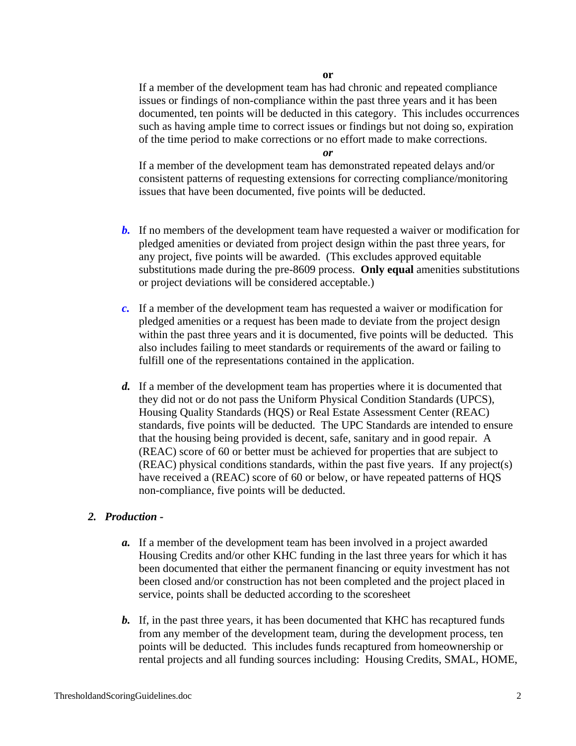**or**

If a member of the development team has had chronic and repeated compliance issues or findings of non-compliance within the past three years and it has been documented, ten points will be deducted in this category. This includes occurrences such as having ample time to correct issues or findings but not doing so, expiration of the time period to make corrections or no effort made to make corrections.

***or***

If a member of the development team has demonstrated repeated delays and/or consistent patterns of requesting extensions for correcting compliance/monitoring issues that have been documented, five points will be deducted.

***b.*** If no members of the development team have requested a waiver or modification for pledged amenities or deviated from project design within the past three years, for any project, five points will be awarded. (This excludes approved equitable substitutions made during the pre-8609 process. **Only equal** amenities substitutions or project deviations will be considered acceptable.)

***c.*** If a member of the development team has requested a waiver or modification for pledged amenities or a request has been made to deviate from the project design within the past three years and it is documented, five points will be deducted. This also includes failing to meet standards or requirements of the award or failing to fulfill one of the representations contained in the application.

***d.*** If a member of the development team has properties where it is documented that they did not or do not pass the Uniform Physical Condition Standards (UPCS), Housing Quality Standards (HQS) or Real Estate Assessment Center (REAC) standards, five points will be deducted. The UPC Standards are intended to ensure that the housing being provided is decent, safe, sanitary and in good repair. A (REAC) score of 60 or better must be achieved for properties that are subject to (REAC) physical conditions standards, within the past five years. If any project(s) have received a (REAC) score of 60 or below, or have repeated patterns of HQS non-compliance, five points will be deducted.

***2. Production -***

***a.*** If a member of the development team has been involved in a project awarded Housing Credits and/or other KHC funding in the last three years for which it has been documented that either the permanent financing or equity investment has not been closed and/or construction has not been completed and the project placed in service, points shall be deducted according to the scoresheet

***b.*** If, in the past three years, it has been documented that KHC has recaptured funds from any member of the development team, during the development process, ten points will be deducted. This includes funds recaptured from homeownership or rental projects and all funding sources including: Housing Credits, SMAL, HOME,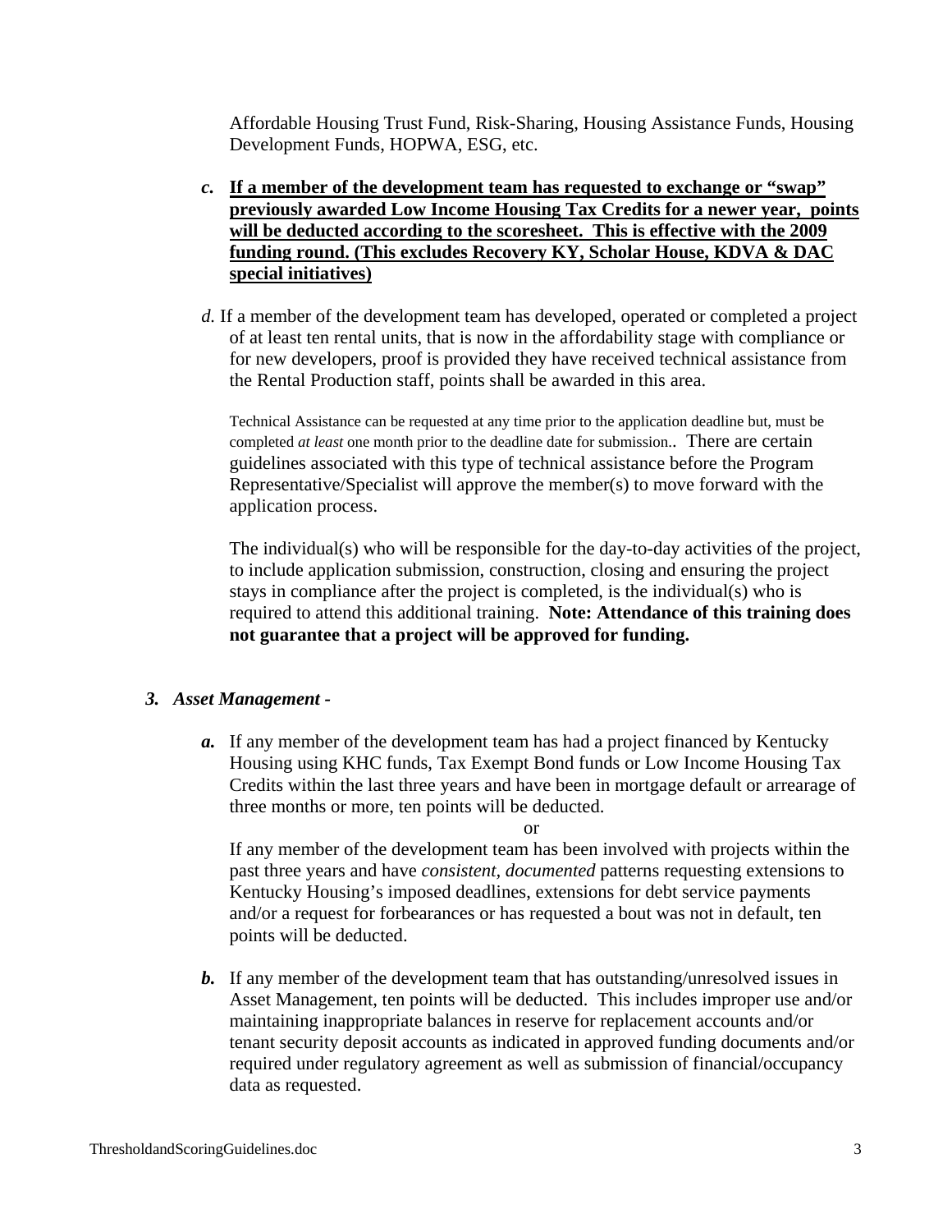Affordable Housing Trust Fund, Risk-Sharing, Housing Assistance Funds, Housing Development Funds, HOPWA, ESG, etc.

*c.* **<u>If a member of the development team has requested to exchange or "swap" previously awarded Low Income Housing Tax Credits for a newer year, points will be deducted according to the scoresheet. This is effective with the 2009 funding round. (This excludes Recovery KY, Scholar House, KDVA & DAC special initiatives)</u>**

*d.* If a member of the development team has developed, operated or completed a project of at least ten rental units, that is now in the affordability stage with compliance or for new developers, proof is provided they have received technical assistance from the Rental Production staff, points shall be awarded in this area.

Technical Assistance can be requested at any time prior to the application deadline but, must be completed *at least* one month prior to the deadline date for submission.. There are certain guidelines associated with this type of technical assistance before the Program Representative/Specialist will approve the member(s) to move forward with the application process.

The individual(s) who will be responsible for the day-to-day activities of the project, to include application submission, construction, closing and ensuring the project stays in compliance after the project is completed, is the individual(s) who is required to attend this additional training. **Note: Attendance of this training does not guarantee that a project will be approved for funding.**

### 3. *Asset Management -*

***a.*** If any member of the development team has had a project financed by Kentucky Housing using KHC funds, Tax Exempt Bond funds or Low Income Housing Tax Credits within the last three years and have been in mortgage default or arrearage of three months or more, ten points will be deducted.

or

If any member of the development team has been involved with projects within the past three years and have *consistent, documented* patterns requesting extensions to Kentucky Housing's imposed deadlines, extensions for debt service payments and/or a request for forbearances or has requested a bout was not in default, ten points will be deducted.

***b.*** If any member of the development team that has outstanding/unresolved issues in Asset Management, ten points will be deducted. This includes improper use and/or maintaining inappropriate balances in reserve for replacement accounts and/or tenant security deposit accounts as indicated in approved funding documents and/or required under regulatory agreement as well as submission of financial/occupancy data as requested.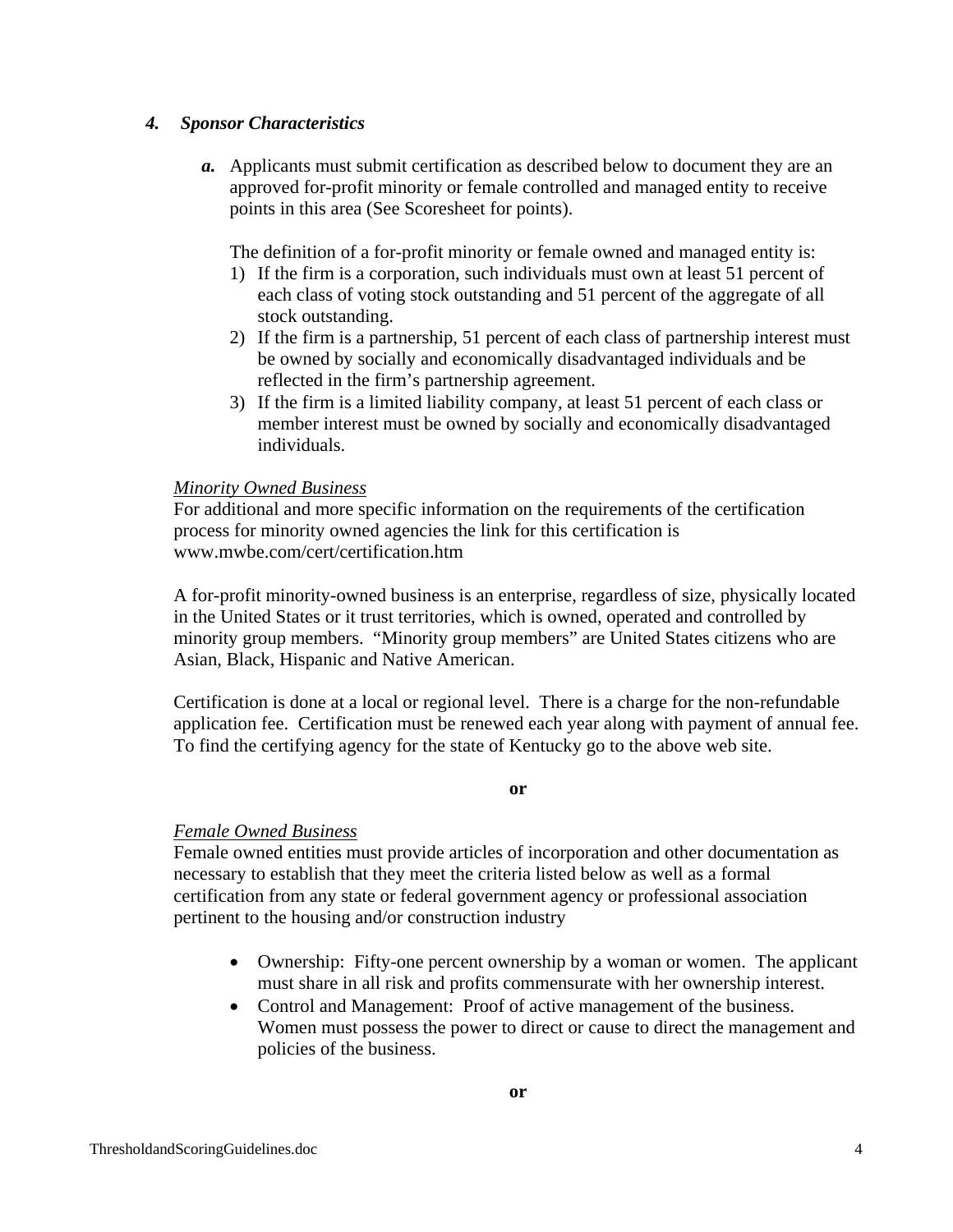### *4. Sponsor Characteristics*

***a.*** Applicants must submit certification as described below to document they are an approved for-profit minority or female controlled and managed entity to receive points in this area (See Scoresheet for points).

The definition of a for-profit minority or female owned and managed entity is:

1) If the firm is a corporation, such individuals must own at least 51 percent of each class of voting stock outstanding and 51 percent of the aggregate of all stock outstanding.
2) If the firm is a partnership, 51 percent of each class of partnership interest must be owned by socially and economically disadvantaged individuals and be reflected in the firm's partnership agreement.
3) If the firm is a limited liability company, at least 51 percent of each class or member interest must be owned by socially and economically disadvantaged individuals.

<u>*Minority Owned Business*</u>
For additional and more specific information on the requirements of the certification process for minority owned agencies the link for this certification is www.mwbe.com/cert/certification.htm

A for-profit minority-owned business is an enterprise, regardless of size, physically located in the United States or it trust territories, which is owned, operated and controlled by minority group members. "Minority group members" are United States citizens who are Asian, Black, Hispanic and Native American.

Certification is done at a local or regional level. There is a charge for the non-refundable application fee. Certification must be renewed each year along with payment of annual fee. To find the certifying agency for the state of Kentucky go to the above web site.

**or**

<u>*Female Owned Business*</u>
Female owned entities must provide articles of incorporation and other documentation as necessary to establish that they meet the criteria listed below as well as a formal certification from any state or federal government agency or professional association pertinent to the housing and/or construction industry

- Ownership: Fifty-one percent ownership by a woman or women. The applicant must share in all risk and profits commensurate with her ownership interest.
- Control and Management: Proof of active management of the business. Women must possess the power to direct or cause to direct the management and policies of the business.

**or**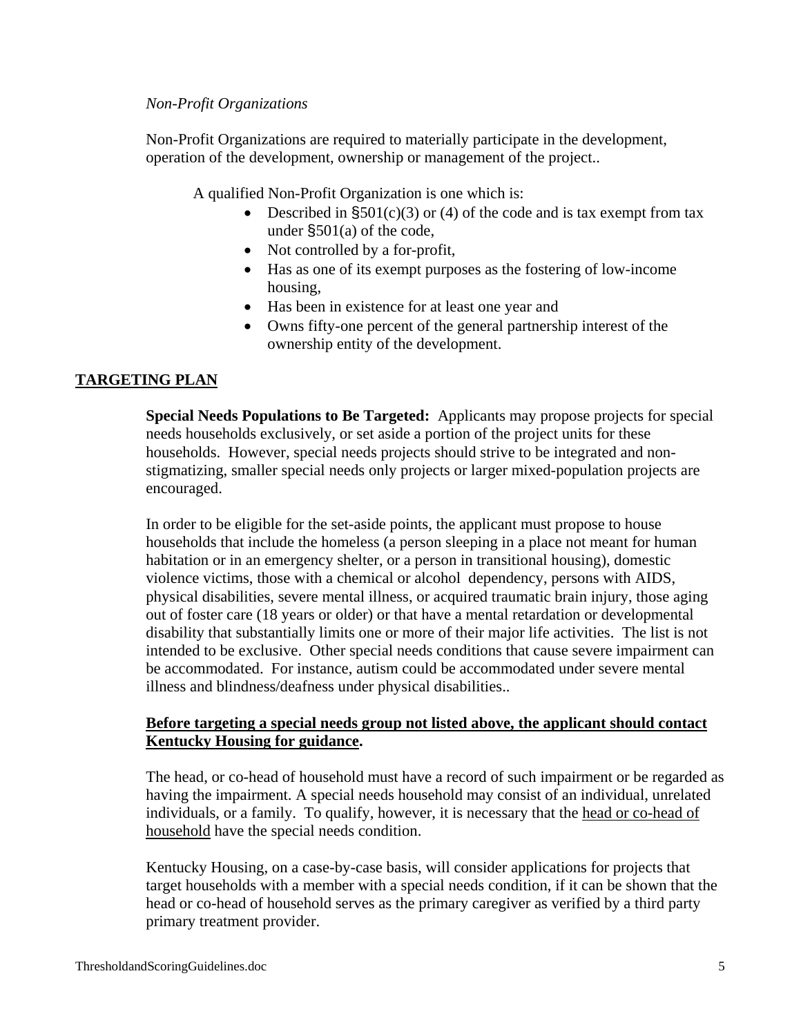*Non-Profit Organizations*

Non-Profit Organizations are required to materially participate in the development, operation of the development, ownership or management of the project..

A qualified Non-Profit Organization is one which is:

- Described in §501(c)(3) or (4) of the code and is tax exempt from tax under §501(a) of the code,
- Not controlled by a for-profit,
- Has as one of its exempt purposes as the fostering of low-income housing,
- Has been in existence for at least one year and
- Owns fifty-one percent of the general partnership interest of the ownership entity of the development.

## TARGETING PLAN

**Special Needs Populations to Be Targeted:** Applicants may propose projects for special needs households exclusively, or set aside a portion of the project units for these households. However, special needs projects should strive to be integrated and non-stigmatizing, smaller special needs only projects or larger mixed-population projects are encouraged.

In order to be eligible for the set-aside points, the applicant must propose to house households that include the homeless (a person sleeping in a place not meant for human habitation or in an emergency shelter, or a person in transitional housing), domestic violence victims, those with a chemical or alcohol dependency, persons with AIDS, physical disabilities, severe mental illness, or acquired traumatic brain injury, those aging out of foster care (18 years or older) or that have a mental retardation or developmental disability that substantially limits one or more of their major life activities. The list is not intended to be exclusive. Other special needs conditions that cause severe impairment can be accommodated. For instance, autism could be accommodated under severe mental illness and blindness/deafness under physical disabilities..

**Before targeting a special needs group not listed above, the applicant should contact Kentucky Housing for guidance.**

The head, or co-head of household must have a record of such impairment or be regarded as having the impairment. A special needs household may consist of an individual, unrelated individuals, or a family. To qualify, however, it is necessary that the head or co-head of household have the special needs condition.

Kentucky Housing, on a case-by-case basis, will consider applications for projects that target households with a member with a special needs condition, if it can be shown that the head or co-head of household serves as the primary caregiver as verified by a third party primary treatment provider.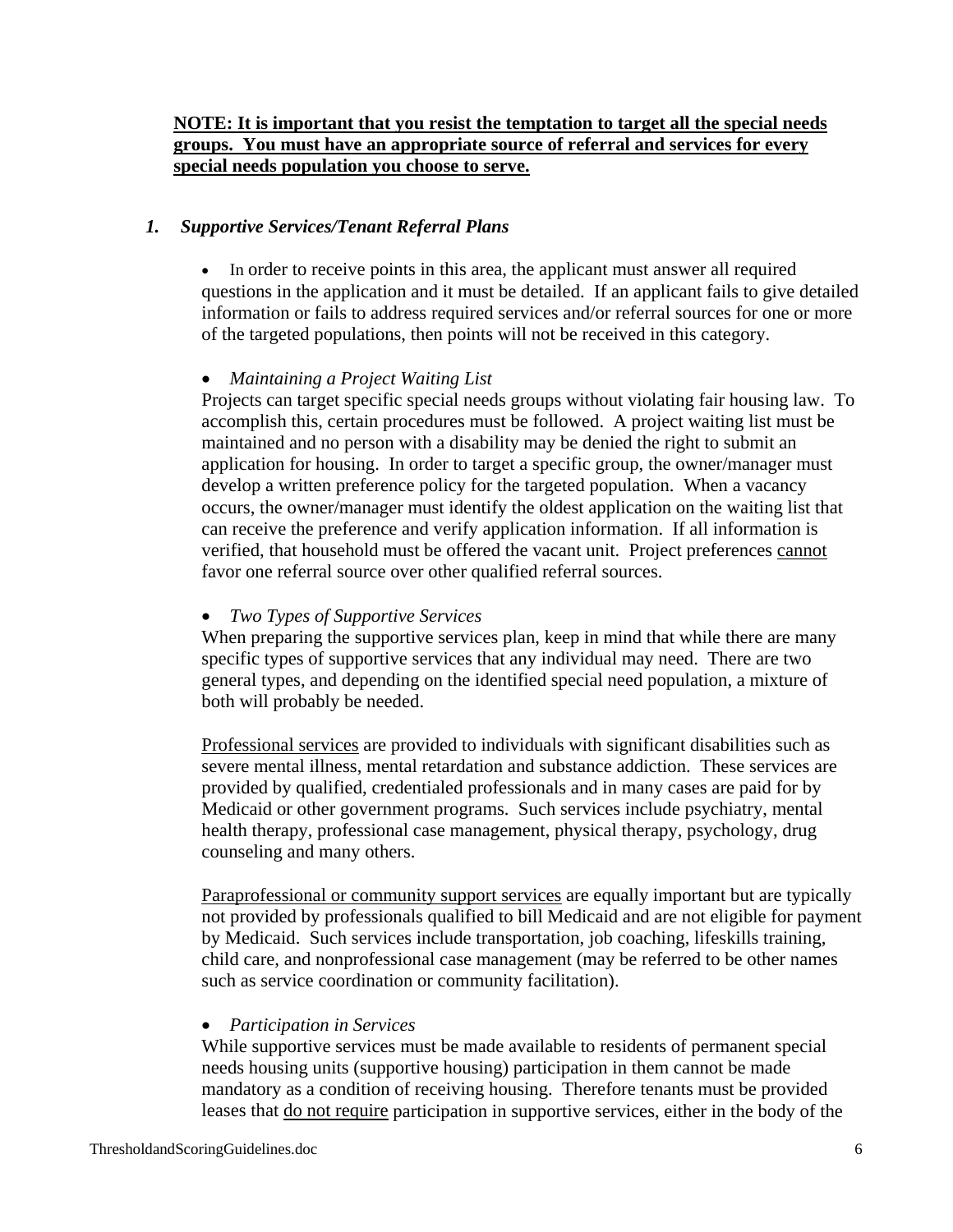<u>**NOTE: It is important that you resist the temptation to target all the special needs groups. You must have an appropriate source of referral and services for every special needs population you choose to serve.**</u>

### *1. Supportive Services/Tenant Referral Plans*

- In order to receive points in this area, the applicant must answer all required questions in the application and it must be detailed. If an applicant fails to give detailed information or fails to address required services and/or referral sources for one or more of the targeted populations, then points will not be received in this category.

- *Maintaining a Project Waiting List*

  Projects can target specific special needs groups without violating fair housing law. To accomplish this, certain procedures must be followed. A project waiting list must be maintained and no person with a disability may be denied the right to submit an application for housing. In order to target a specific group, the owner/manager must develop a written preference policy for the targeted population. When a vacancy occurs, the owner/manager must identify the oldest application on the waiting list that can receive the preference and verify application information. If all information is verified, that household must be offered the vacant unit. Project preferences <u>cannot</u> favor one referral source over other qualified referral sources.

- *Two Types of Supportive Services*

  When preparing the supportive services plan, keep in mind that while there are many specific types of supportive services that any individual may need. There are two general types, and depending on the identified special need population, a mixture of both will probably be needed.

  <u>Professional services</u> are provided to individuals with significant disabilities such as severe mental illness, mental retardation and substance addiction. These services are provided by qualified, credentialed professionals and in many cases are paid for by Medicaid or other government programs. Such services include psychiatry, mental health therapy, professional case management, physical therapy, psychology, drug counseling and many others.

  <u>Paraprofessional or community support services</u> are equally important but are typically not provided by professionals qualified to bill Medicaid and are not eligible for payment by Medicaid. Such services include transportation, job coaching, lifeskills training, child care, and nonprofessional case management (may be referred to be other names such as service coordination or community facilitation).

- *Participation in Services*

  While supportive services must be made available to residents of permanent special needs housing units (supportive housing) participation in them cannot be made mandatory as a condition of receiving housing. Therefore tenants must be provided leases that <u>do not require</u> participation in supportive services, either in the body of the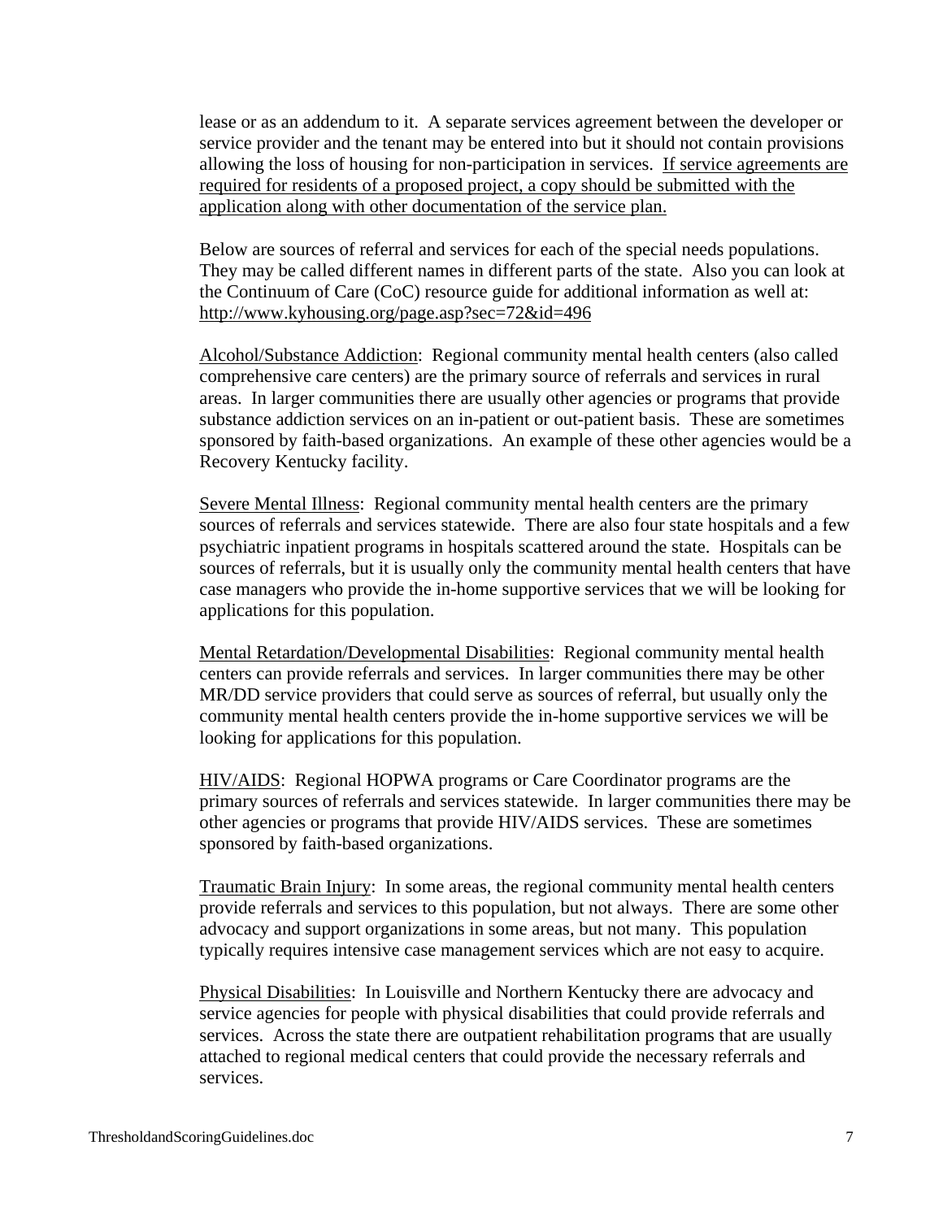lease or as an addendum to it. A separate services agreement between the developer or service provider and the tenant may be entered into but it should not contain provisions allowing the loss of housing for non-participation in services. <u>If service agreements are required for residents of a proposed project, a copy should be submitted with the application along with other documentation of the service plan.</u>

Below are sources of referral and services for each of the special needs populations. They may be called different names in different parts of the state. Also you can look at the Continuum of Care (CoC) resource guide for additional information as well at: http://www.kyhousing.org/page.asp?sec=72&id=496

<u>Alcohol/Substance Addiction</u>: Regional community mental health centers (also called comprehensive care centers) are the primary source of referrals and services in rural areas. In larger communities there are usually other agencies or programs that provide substance addiction services on an in-patient or out-patient basis. These are sometimes sponsored by faith-based organizations. An example of these other agencies would be a Recovery Kentucky facility.

<u>Severe Mental Illness</u>: Regional community mental health centers are the primary sources of referrals and services statewide. There are also four state hospitals and a few psychiatric inpatient programs in hospitals scattered around the state. Hospitals can be sources of referrals, but it is usually only the community mental health centers that have case managers who provide the in-home supportive services that we will be looking for applications for this population.

<u>Mental Retardation/Developmental Disabilities</u>: Regional community mental health centers can provide referrals and services. In larger communities there may be other MR/DD service providers that could serve as sources of referral, but usually only the community mental health centers provide the in-home supportive services we will be looking for applications for this population.

<u>HIV/AIDS</u>: Regional HOPWA programs or Care Coordinator programs are the primary sources of referrals and services statewide. In larger communities there may be other agencies or programs that provide HIV/AIDS services. These are sometimes sponsored by faith-based organizations.

<u>Traumatic Brain Injury</u>: In some areas, the regional community mental health centers provide referrals and services to this population, but not always. There are some other advocacy and support organizations in some areas, but not many. This population typically requires intensive case management services which are not easy to acquire.

<u>Physical Disabilities</u>: In Louisville and Northern Kentucky there are advocacy and service agencies for people with physical disabilities that could provide referrals and services. Across the state there are outpatient rehabilitation programs that are usually attached to regional medical centers that could provide the necessary referrals and services.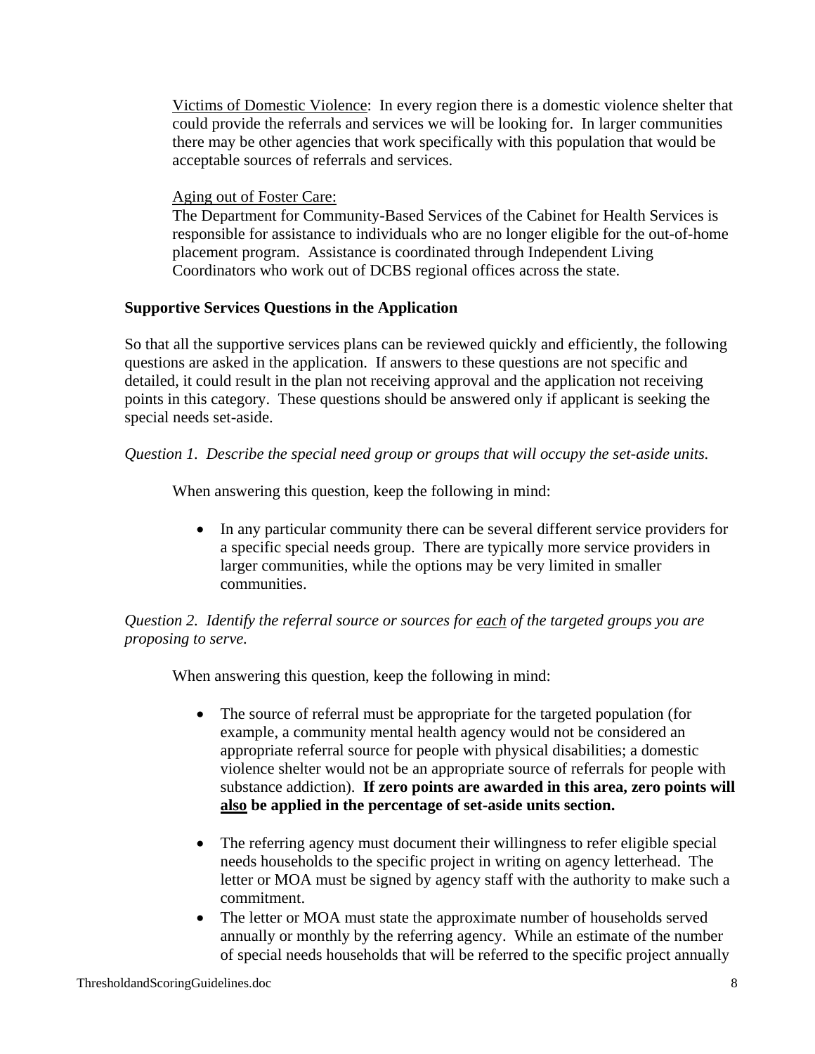Victims of Domestic Violence: In every region there is a domestic violence shelter that could provide the referrals and services we will be looking for. In larger communities there may be other agencies that work specifically with this population that would be acceptable sources of referrals and services.

Aging out of Foster Care:
The Department for Community-Based Services of the Cabinet for Health Services is responsible for assistance to individuals who are no longer eligible for the out-of-home placement program. Assistance is coordinated through Independent Living Coordinators who work out of DCBS regional offices across the state.

**Supportive Services Questions in the Application**

So that all the supportive services plans can be reviewed quickly and efficiently, the following questions are asked in the application. If answers to these questions are not specific and detailed, it could result in the plan not receiving approval and the application not receiving points in this category. These questions should be answered only if applicant is seeking the special needs set-aside.

*Question 1. Describe the special need group or groups that will occupy the set-aside units.*

When answering this question, keep the following in mind:

- In any particular community there can be several different service providers for a specific special needs group. There are typically more service providers in larger communities, while the options may be very limited in smaller communities.

*Question 2. Identify the referral source or sources for each of the targeted groups you are proposing to serve.*

When answering this question, keep the following in mind:

- The source of referral must be appropriate for the targeted population (for example, a community mental health agency would not be considered an appropriate referral source for people with physical disabilities; a domestic violence shelter would not be an appropriate source of referrals for people with substance addiction). **If zero points are awarded in this area, zero points will also be applied in the percentage of set-aside units section.**
- The referring agency must document their willingness to refer eligible special needs households to the specific project in writing on agency letterhead. The letter or MOA must be signed by agency staff with the authority to make such a commitment.
- The letter or MOA must state the approximate number of households served annually or monthly by the referring agency. While an estimate of the number of special needs households that will be referred to the specific project annually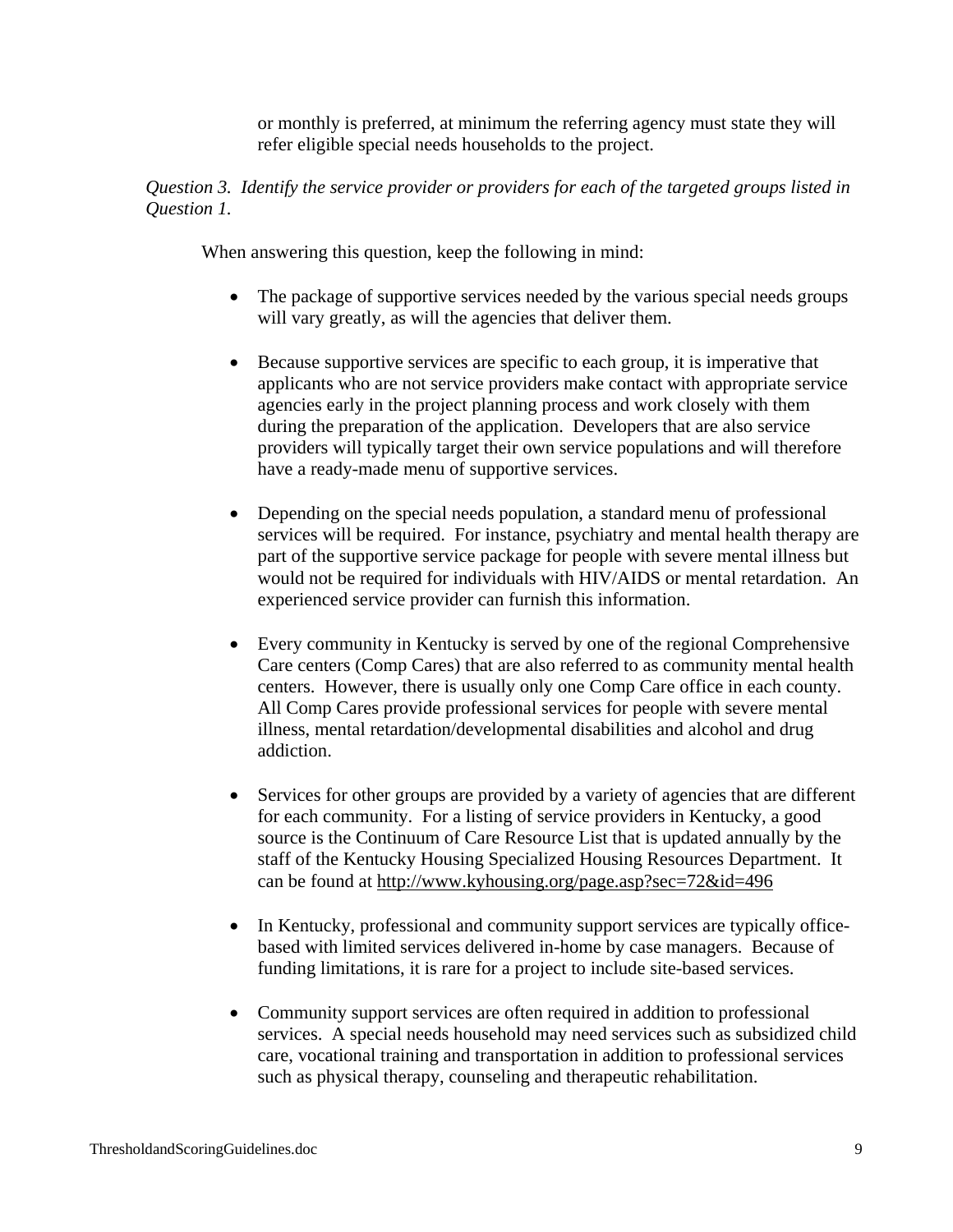or monthly is preferred, at minimum the referring agency must state they will refer eligible special needs households to the project.

*Question 3. Identify the service provider or providers for each of the targeted groups listed in Question 1.*

When answering this question, keep the following in mind:

- The package of supportive services needed by the various special needs groups will vary greatly, as will the agencies that deliver them.
- Because supportive services are specific to each group, it is imperative that applicants who are not service providers make contact with appropriate service agencies early in the project planning process and work closely with them during the preparation of the application. Developers that are also service providers will typically target their own service populations and will therefore have a ready-made menu of supportive services.
- Depending on the special needs population, a standard menu of professional services will be required. For instance, psychiatry and mental health therapy are part of the supportive service package for people with severe mental illness but would not be required for individuals with HIV/AIDS or mental retardation. An experienced service provider can furnish this information.
- Every community in Kentucky is served by one of the regional Comprehensive Care centers (Comp Cares) that are also referred to as community mental health centers. However, there is usually only one Comp Care office in each county. All Comp Cares provide professional services for people with severe mental illness, mental retardation/developmental disabilities and alcohol and drug addiction.
- Services for other groups are provided by a variety of agencies that are different for each community. For a listing of service providers in Kentucky, a good source is the Continuum of Care Resource List that is updated annually by the staff of the Kentucky Housing Specialized Housing Resources Department. It can be found at http://www.kyhousing.org/page.asp?sec=72&id=496
- In Kentucky, professional and community support services are typically office-based with limited services delivered in-home by case managers. Because of funding limitations, it is rare for a project to include site-based services.
- Community support services are often required in addition to professional services. A special needs household may need services such as subsidized child care, vocational training and transportation in addition to professional services such as physical therapy, counseling and therapeutic rehabilitation.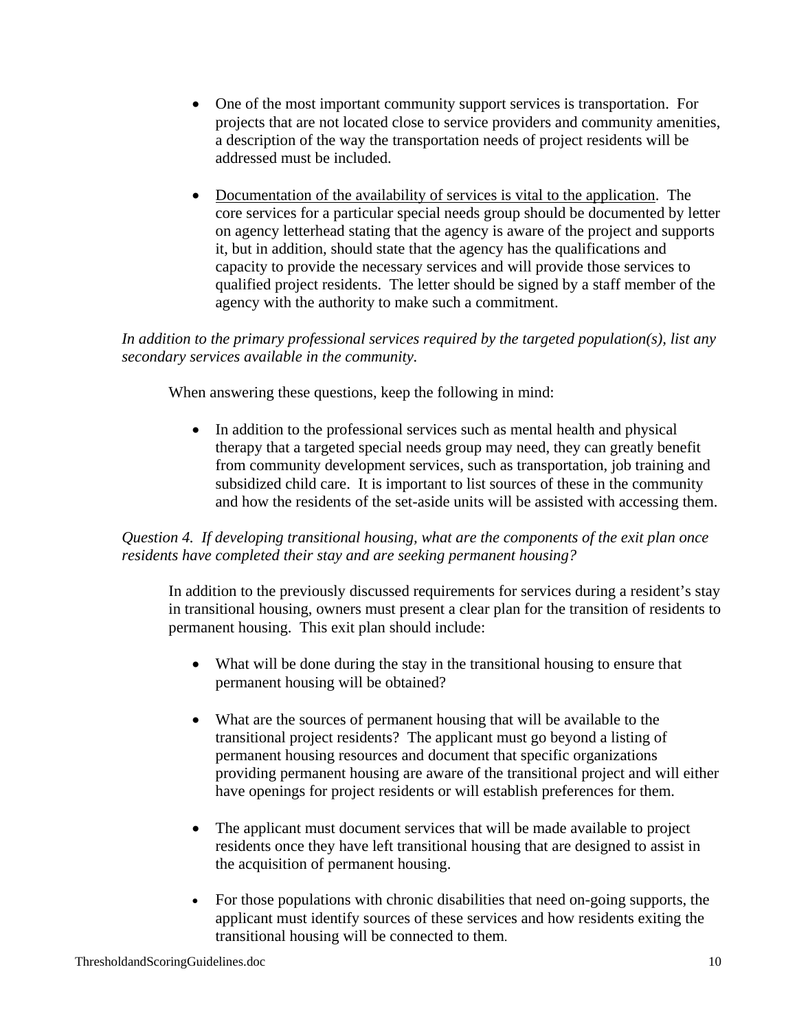- One of the most important community support services is transportation. For projects that are not located close to service providers and community amenities, a description of the way the transportation needs of project residents will be addressed must be included.

- Documentation of the availability of services is vital to the application. The core services for a particular special needs group should be documented by letter on agency letterhead stating that the agency is aware of the project and supports it, but in addition, should state that the agency has the qualifications and capacity to provide the necessary services and will provide those services to qualified project residents. The letter should be signed by a staff member of the agency with the authority to make such a commitment.

*In addition to the primary professional services required by the targeted population(s), list any secondary services available in the community.*

When answering these questions, keep the following in mind:

- In addition to the professional services such as mental health and physical therapy that a targeted special needs group may need, they can greatly benefit from community development services, such as transportation, job training and subsidized child care. It is important to list sources of these in the community and how the residents of the set-aside units will be assisted with accessing them.

*Question 4. If developing transitional housing, what are the components of the exit plan once residents have completed their stay and are seeking permanent housing?*

In addition to the previously discussed requirements for services during a resident's stay in transitional housing, owners must present a clear plan for the transition of residents to permanent housing. This exit plan should include:

- What will be done during the stay in the transitional housing to ensure that permanent housing will be obtained?

- What are the sources of permanent housing that will be available to the transitional project residents? The applicant must go beyond a listing of permanent housing resources and document that specific organizations providing permanent housing are aware of the transitional project and will either have openings for project residents or will establish preferences for them.

- The applicant must document services that will be made available to project residents once they have left transitional housing that are designed to assist in the acquisition of permanent housing.

- For those populations with chronic disabilities that need on-going supports, the applicant must identify sources of these services and how residents exiting the transitional housing will be connected to them.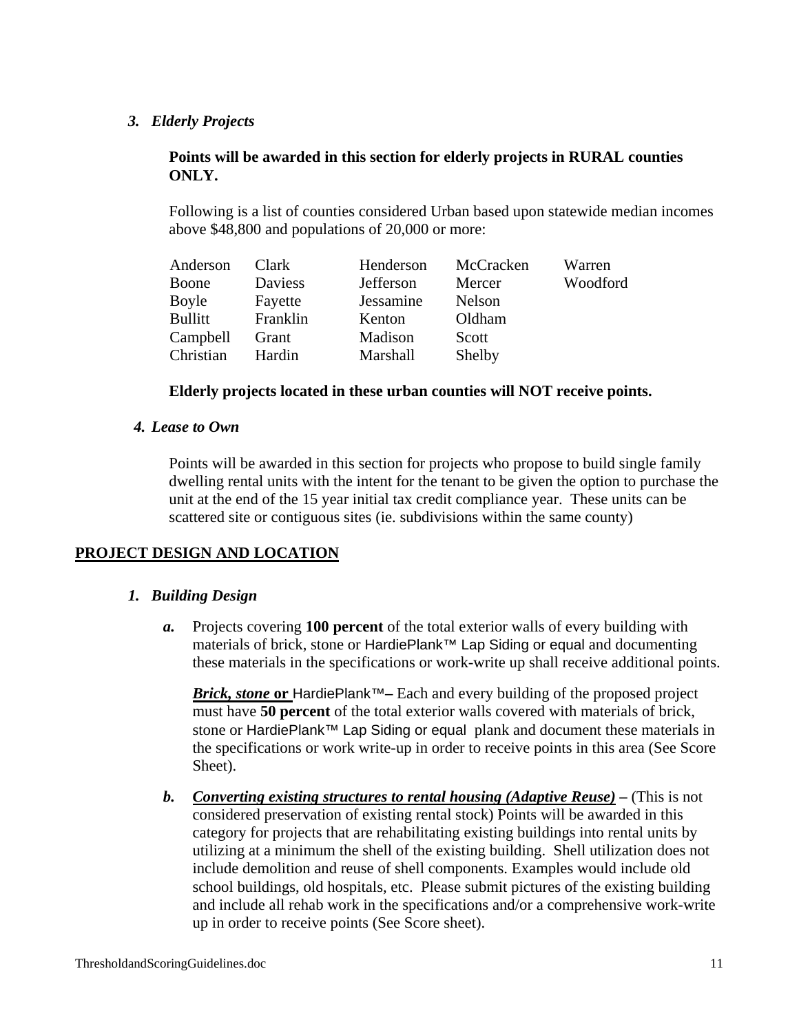### *3. Elderly Projects*

**Points will be awarded in this section for elderly projects in RURAL counties ONLY.**

Following is a list of counties considered Urban based upon statewide median incomes above $48,800 and populations of 20,000 or more:

| | | | | |
|---|---|---|---|---|
| Anderson | Clark | Henderson | McCracken | Warren |
| Boone | Daviess | Jefferson | Mercer | Woodford |
| Boyle | Fayette | Jessamine | Nelson | |
| Bullitt | Franklin | Kenton | Oldham | |
| Campbell | Grant | Madison | Scott | |
| Christian | Hardin | Marshall | Shelby | |

**Elderly projects located in these urban counties will NOT receive points.**

### *4. Lease to Own*

Points will be awarded in this section for projects who propose to build single family dwelling rental units with the intent for the tenant to be given the option to purchase the unit at the end of the 15 year initial tax credit compliance year. These units can be scattered site or contiguous sites (ie. subdivisions within the same county)

## PROJECT DESIGN AND LOCATION

### *1. Building Design*

***a.*** Projects covering **100 percent** of the total exterior walls of every building with materials of brick, stone or HardiePlank™ Lap Siding or equal and documenting these materials in the specifications or work-write up shall receive additional points.

***Brick, stone* or HardiePlank™**– Each and every building of the proposed project must have **50 percent** of the total exterior walls covered with materials of brick, stone or HardiePlank™ Lap Siding or equal plank and document these materials in the specifications or work write-up in order to receive points in this area (See Score Sheet).

***b.*** ***Converting existing structures to rental housing (Adaptive Reuse)*** **–** (This is not considered preservation of existing rental stock) Points will be awarded in this category for projects that are rehabilitating existing buildings into rental units by utilizing at a minimum the shell of the existing building. Shell utilization does not include demolition and reuse of shell components. Examples would include old school buildings, old hospitals, etc. Please submit pictures of the existing building and include all rehab work in the specifications and/or a comprehensive work-write up in order to receive points (See Score sheet).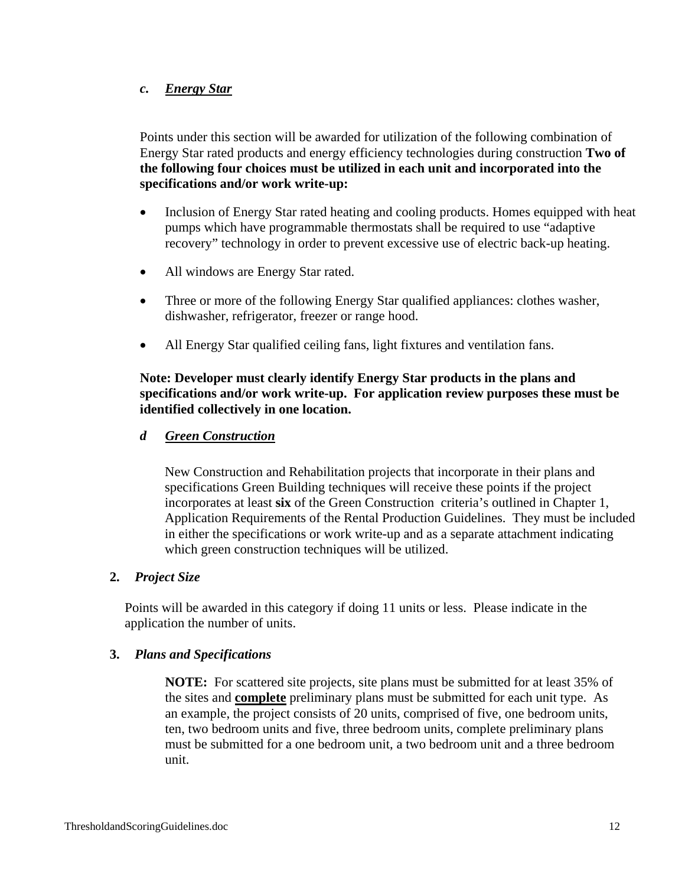*c.* ***Energy Star***

Points under this section will be awarded for utilization of the following combination of Energy Star rated products and energy efficiency technologies during construction **Two of the following four choices must be utilized in each unit and incorporated into the specifications and/or work write-up:**

- Inclusion of Energy Star rated heating and cooling products. Homes equipped with heat pumps which have programmable thermostats shall be required to use "adaptive recovery" technology in order to prevent excessive use of electric back-up heating.
- All windows are Energy Star rated.
- Three or more of the following Energy Star qualified appliances: clothes washer, dishwasher, refrigerator, freezer or range hood.
- All Energy Star qualified ceiling fans, light fixtures and ventilation fans.

**Note: Developer must clearly identify Energy Star products in the plans and specifications and/or work write-up. For application review purposes these must be identified collectively in one location.**

*d* ***Green Construction***

New Construction and Rehabilitation projects that incorporate in their plans and specifications Green Building techniques will receive these points if the project incorporates at least **six** of the Green Construction criteria's outlined in Chapter 1, Application Requirements of the Rental Production Guidelines. They must be included in either the specifications or work write-up and as a separate attachment indicating which green construction techniques will be utilized.

**2.** ***Project Size***

Points will be awarded in this category if doing 11 units or less. Please indicate in the application the number of units.

**3.** ***Plans and Specifications***

**NOTE:** For scattered site projects, site plans must be submitted for at least 35% of the sites and **complete** preliminary plans must be submitted for each unit type. As an example, the project consists of 20 units, comprised of five, one bedroom units, ten, two bedroom units and five, three bedroom units, complete preliminary plans must be submitted for a one bedroom unit, a two bedroom unit and a three bedroom unit.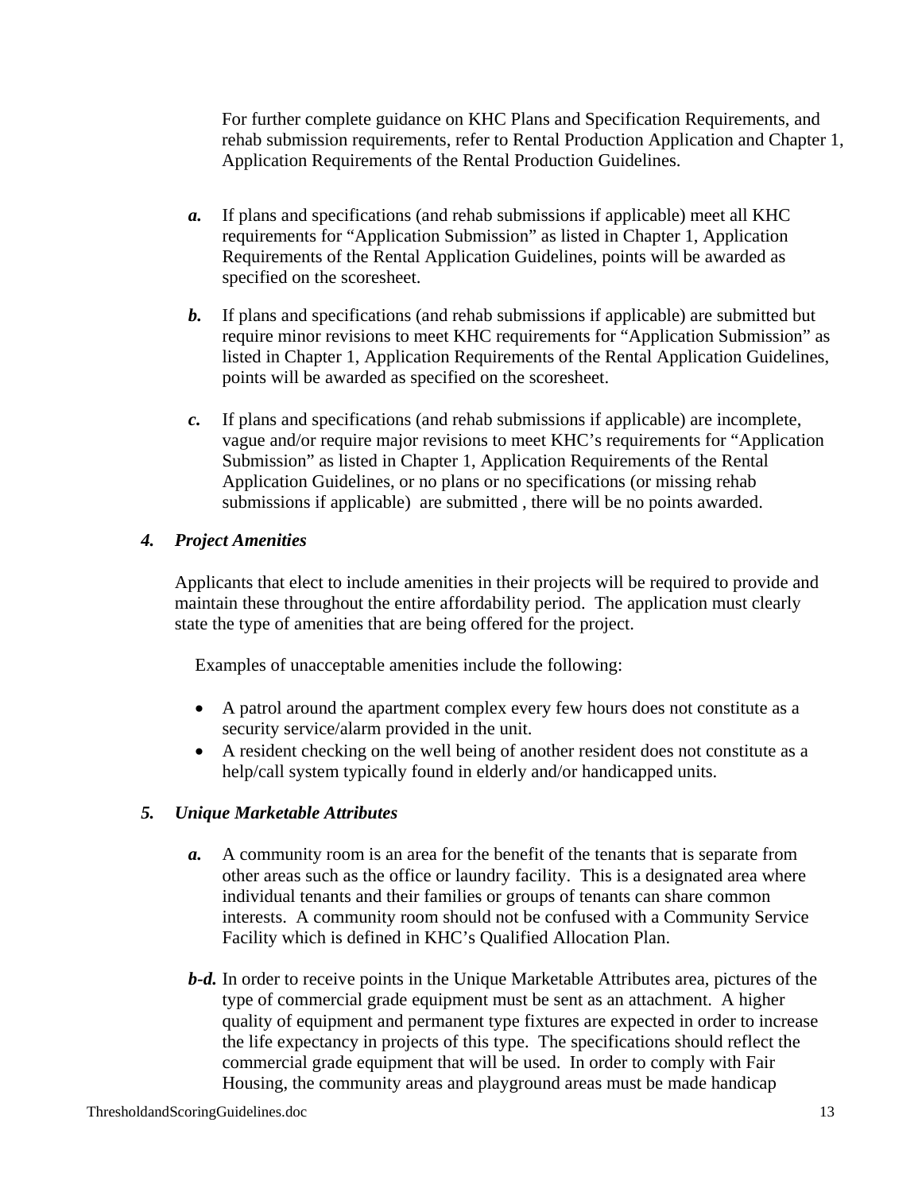For further complete guidance on KHC Plans and Specification Requirements, and rehab submission requirements, refer to Rental Production Application and Chapter 1, Application Requirements of the Rental Production Guidelines.

***a.*** If plans and specifications (and rehab submissions if applicable) meet all KHC requirements for "Application Submission" as listed in Chapter 1, Application Requirements of the Rental Application Guidelines, points will be awarded as specified on the scoresheet.

***b.*** If plans and specifications (and rehab submissions if applicable) are submitted but require minor revisions to meet KHC requirements for "Application Submission" as listed in Chapter 1, Application Requirements of the Rental Application Guidelines, points will be awarded as specified on the scoresheet.

***c.*** If plans and specifications (and rehab submissions if applicable) are incomplete, vague and/or require major revisions to meet KHC's requirements for "Application Submission" as listed in Chapter 1, Application Requirements of the Rental Application Guidelines, or no plans or no specifications (or missing rehab submissions if applicable) are submitted , there will be no points awarded.

### ***4. Project Amenities***

Applicants that elect to include amenities in their projects will be required to provide and maintain these throughout the entire affordability period. The application must clearly state the type of amenities that are being offered for the project.

Examples of unacceptable amenities include the following:

- A patrol around the apartment complex every few hours does not constitute as a security service/alarm provided in the unit.
- A resident checking on the well being of another resident does not constitute as a help/call system typically found in elderly and/or handicapped units.

### ***5. Unique Marketable Attributes***

***a.*** A community room is an area for the benefit of the tenants that is separate from other areas such as the office or laundry facility. This is a designated area where individual tenants and their families or groups of tenants can share common interests. A community room should not be confused with a Community Service Facility which is defined in KHC's Qualified Allocation Plan.

***b-d.*** In order to receive points in the Unique Marketable Attributes area, pictures of the type of commercial grade equipment must be sent as an attachment. A higher quality of equipment and permanent type fixtures are expected in order to increase the life expectancy in projects of this type. The specifications should reflect the commercial grade equipment that will be used. In order to comply with Fair Housing, the community areas and playground areas must be made handicap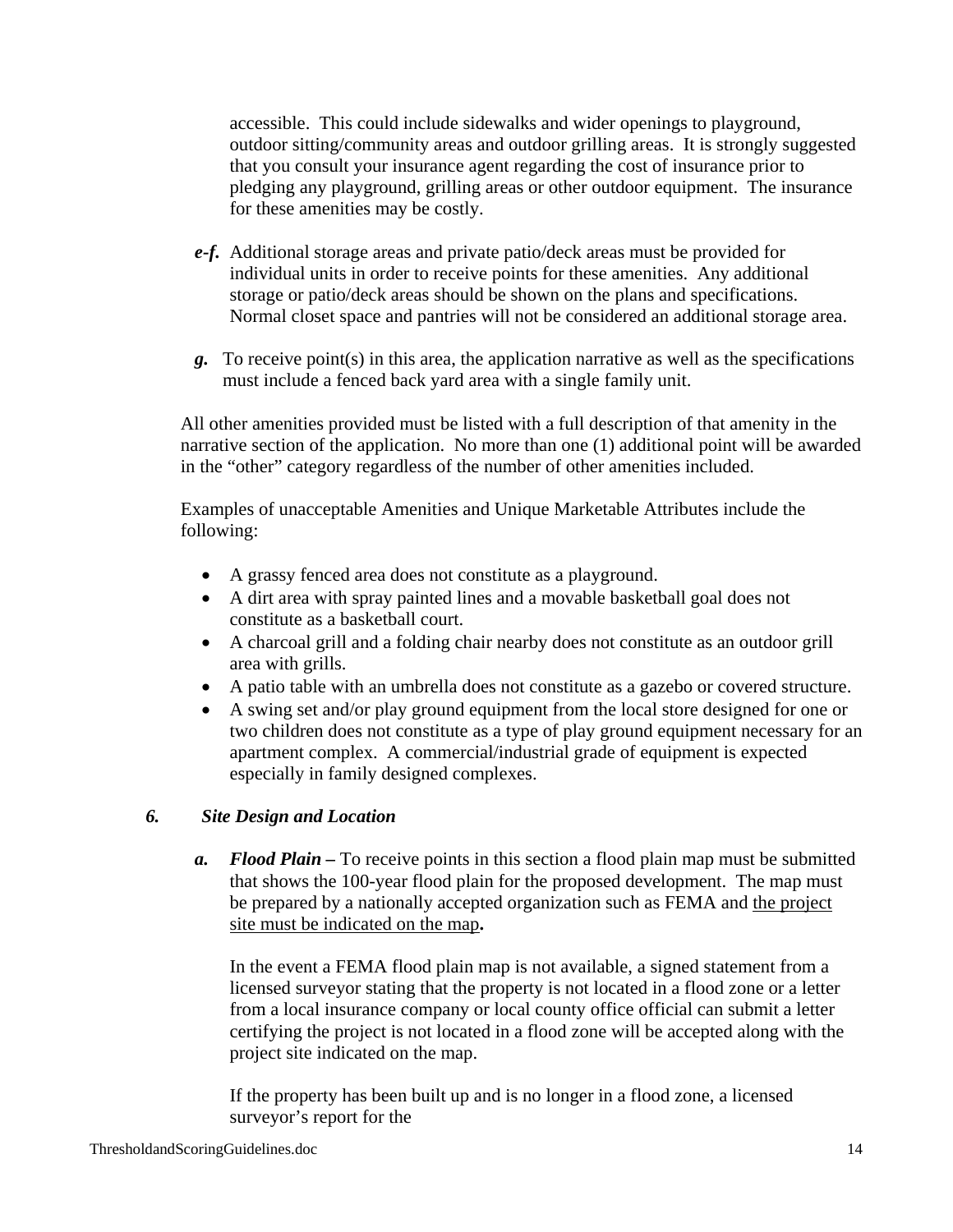accessible. This could include sidewalks and wider openings to playground, outdoor sitting/community areas and outdoor grilling areas. It is strongly suggested that you consult your insurance agent regarding the cost of insurance prior to pledging any playground, grilling areas or other outdoor equipment. The insurance for these amenities may be costly.

***e-f.*** Additional storage areas and private patio/deck areas must be provided for individual units in order to receive points for these amenities. Any additional storage or patio/deck areas should be shown on the plans and specifications. Normal closet space and pantries will not be considered an additional storage area.

***g.*** To receive point(s) in this area, the application narrative as well as the specifications must include a fenced back yard area with a single family unit.

All other amenities provided must be listed with a full description of that amenity in the narrative section of the application. No more than one (1) additional point will be awarded in the "other" category regardless of the number of other amenities included.

Examples of unacceptable Amenities and Unique Marketable Attributes include the following:

- A grassy fenced area does not constitute as a playground.
- A dirt area with spray painted lines and a movable basketball goal does not constitute as a basketball court.
- A charcoal grill and a folding chair nearby does not constitute as an outdoor grill area with grills.
- A patio table with an umbrella does not constitute as a gazebo or covered structure.
- A swing set and/or play ground equipment from the local store designed for one or two children does not constitute as a type of play ground equipment necessary for an apartment complex. A commercial/industrial grade of equipment is expected especially in family designed complexes.

### *6. Site Design and Location*

***a. Flood Plain –*** To receive points in this section a flood plain map must be submitted that shows the 100-year flood plain for the proposed development. The map must be prepared by a nationally accepted organization such as FEMA and <u>the project site must be indicated on the map</u>**.**

In the event a FEMA flood plain map is not available, a signed statement from a licensed surveyor stating that the property is not located in a flood zone or a letter from a local insurance company or local county office official can submit a letter certifying the project is not located in a flood zone will be accepted along with the project site indicated on the map.

If the property has been built up and is no longer in a flood zone, a licensed surveyor's report for the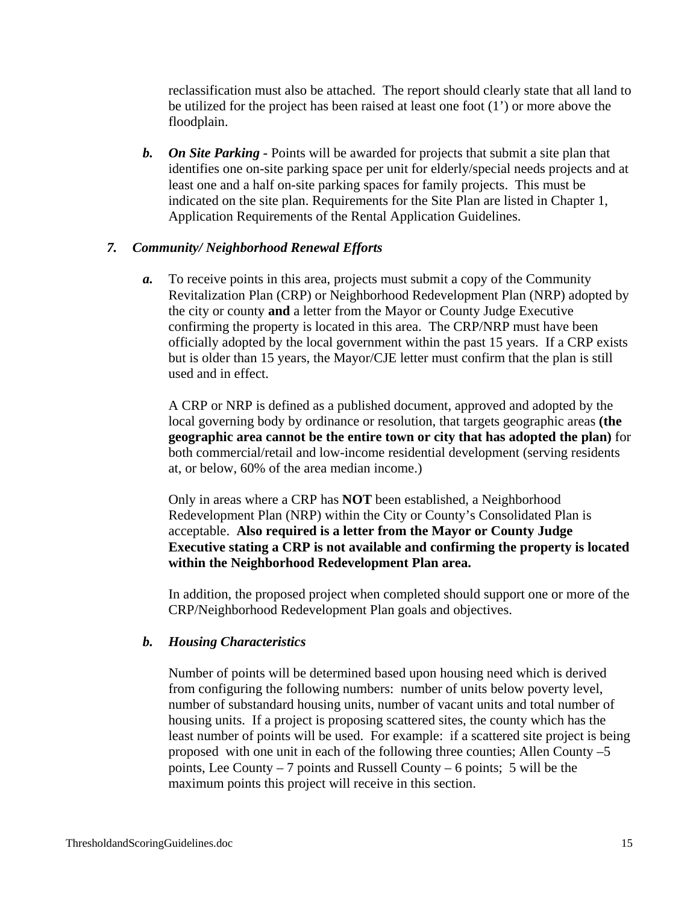reclassification must also be attached. The report should clearly state that all land to be utilized for the project has been raised at least one foot (1') or more above the floodplain.

***b.*** ***On Site Parking -*** Points will be awarded for projects that submit a site plan that identifies one on-site parking space per unit for elderly/special needs projects and at least one and a half on-site parking spaces for family projects. This must be indicated on the site plan. Requirements for the Site Plan are listed in Chapter 1, Application Requirements of the Rental Application Guidelines.

***7. Community/ Neighborhood Renewal Efforts***

***a.*** To receive points in this area, projects must submit a copy of the Community Revitalization Plan (CRP) or Neighborhood Redevelopment Plan (NRP) adopted by the city or county **and** a letter from the Mayor or County Judge Executive confirming the property is located in this area. The CRP/NRP must have been officially adopted by the local government within the past 15 years. If a CRP exists but is older than 15 years, the Mayor/CJE letter must confirm that the plan is still used and in effect.

A CRP or NRP is defined as a published document, approved and adopted by the local governing body by ordinance or resolution, that targets geographic areas **(the geographic area cannot be the entire town or city that has adopted the plan)** for both commercial/retail and low-income residential development (serving residents at, or below, 60% of the area median income.)

Only in areas where a CRP has **NOT** been established, a Neighborhood Redevelopment Plan (NRP) within the City or County's Consolidated Plan is acceptable. **Also required is a letter from the Mayor or County Judge Executive stating a CRP is not available and confirming the property is located within the Neighborhood Redevelopment Plan area.**

In addition, the proposed project when completed should support one or more of the CRP/Neighborhood Redevelopment Plan goals and objectives.

***b.*** ***Housing Characteristics***

Number of points will be determined based upon housing need which is derived from configuring the following numbers: number of units below poverty level, number of substandard housing units, number of vacant units and total number of housing units. If a project is proposing scattered sites, the county which has the least number of points will be used. For example: if a scattered site project is being proposed with one unit in each of the following three counties; Allen County –5 points, Lee County – 7 points and Russell County – 6 points; 5 will be the maximum points this project will receive in this section.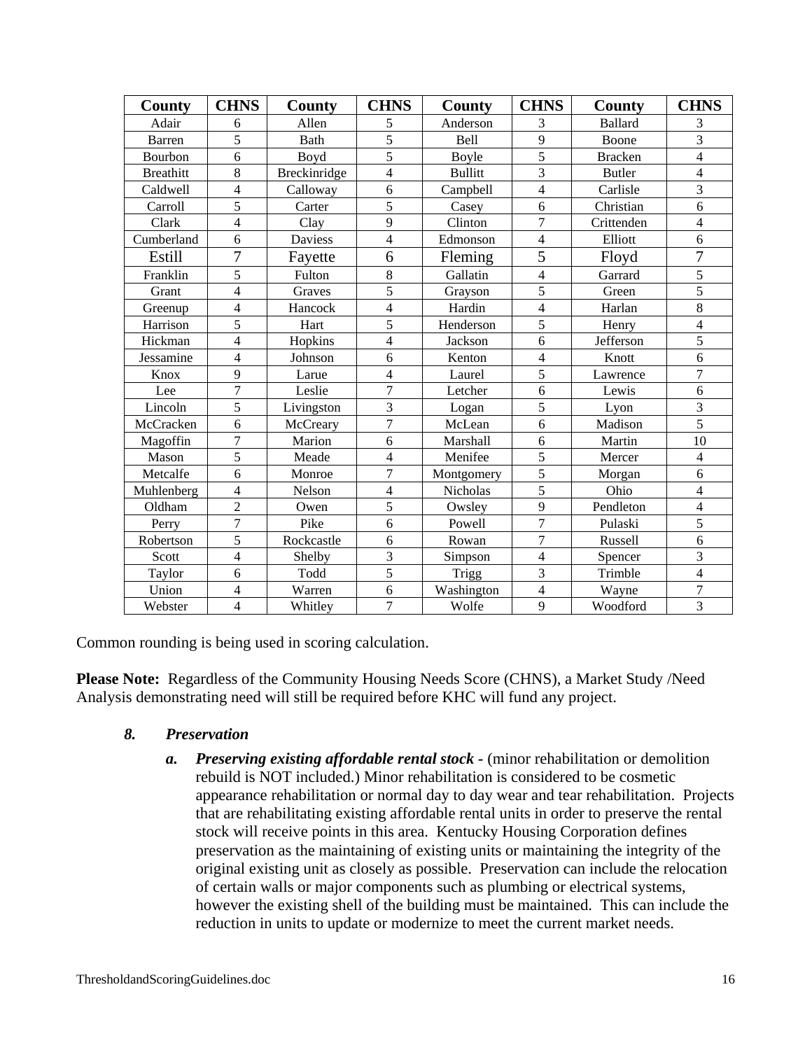| County | CHNS | County | CHNS | County | CHNS | County | CHNS |
|---|---|---|---|---|---|---|---|
| Adair | 6 | Allen | 5 | Anderson | 3 | Ballard | 3 |
| Barren | 5 | Bath | 5 | Bell | 9 | Boone | 3 |
| Bourbon | 6 | Boyd | 5 | Boyle | 5 | Bracken | 4 |
| Breathitt | 8 | Breckinridge | 4 | Bullitt | 3 | Butler | 4 |
| Caldwell | 4 | Calloway | 6 | Campbell | 4 | Carlisle | 3 |
| Carroll | 5 | Carter | 5 | Casey | 6 | Christian | 6 |
| Clark | 4 | Clay | 9 | Clinton | 7 | Crittenden | 4 |
| Cumberland | 6 | Daviess | 4 | Edmonson | 4 | Elliott | 6 |
| Estill | 7 | Fayette | 6 | Fleming | 5 | Floyd | 7 |
| Franklin | 5 | Fulton | 8 | Gallatin | 4 | Garrard | 5 |
| Grant | 4 | Graves | 5 | Grayson | 5 | Green | 5 |
| Greenup | 4 | Hancock | 4 | Hardin | 4 | Harlan | 8 |
| Harrison | 5 | Hart | 5 | Henderson | 5 | Henry | 4 |
| Hickman | 4 | Hopkins | 4 | Jackson | 6 | Jefferson | 5 |
| Jessamine | 4 | Johnson | 6 | Kenton | 4 | Knott | 6 |
| Knox | 9 | Larue | 4 | Laurel | 5 | Lawrence | 7 |
| Lee | 7 | Leslie | 7 | Letcher | 6 | Lewis | 6 |
| Lincoln | 5 | Livingston | 3 | Logan | 5 | Lyon | 3 |
| McCracken | 6 | McCreary | 7 | McLean | 6 | Madison | 5 |
| Magoffin | 7 | Marion | 6 | Marshall | 6 | Martin | 10 |
| Mason | 5 | Meade | 4 | Menifee | 5 | Mercer | 4 |
| Metcalfe | 6 | Monroe | 7 | Montgomery | 5 | Morgan | 6 |
| Muhlenberg | 4 | Nelson | 4 | Nicholas | 5 | Ohio | 4 |
| Oldham | 2 | Owen | 5 | Owsley | 9 | Pendleton | 4 |
| Perry | 7 | Pike | 6 | Powell | 7 | Pulaski | 5 |
| Robertson | 5 | Rockcastle | 6 | Rowan | 7 | Russell | 6 |
| Scott | 4 | Shelby | 3 | Simpson | 4 | Spencer | 3 |
| Taylor | 6 | Todd | 5 | Trigg | 3 | Trimble | 4 |
| Union | 4 | Warren | 6 | Washington | 4 | Wayne | 7 |
| Webster | 4 | Whitley | 7 | Wolfe | 9 | Woodford | 3 |

Common rounding is being used in scoring calculation.

**Please Note:** Regardless of the Community Housing Needs Score (CHNS), a Market Study /Need Analysis demonstrating need will still be required before KHC will fund any project.

### *8. Preservation*

*a.* ***Preserving existing affordable rental stock -*** (minor rehabilitation or demolition rebuild is NOT included.) Minor rehabilitation is considered to be cosmetic appearance rehabilitation or normal day to day wear and tear rehabilitation. Projects that are rehabilitating existing affordable rental units in order to preserve the rental stock will receive points in this area. Kentucky Housing Corporation defines preservation as the maintaining of existing units or maintaining the integrity of the original existing unit as closely as possible. Preservation can include the relocation of certain walls or major components such as plumbing or electrical systems, however the existing shell of the building must be maintained. This can include the reduction in units to update or modernize to meet the current market needs.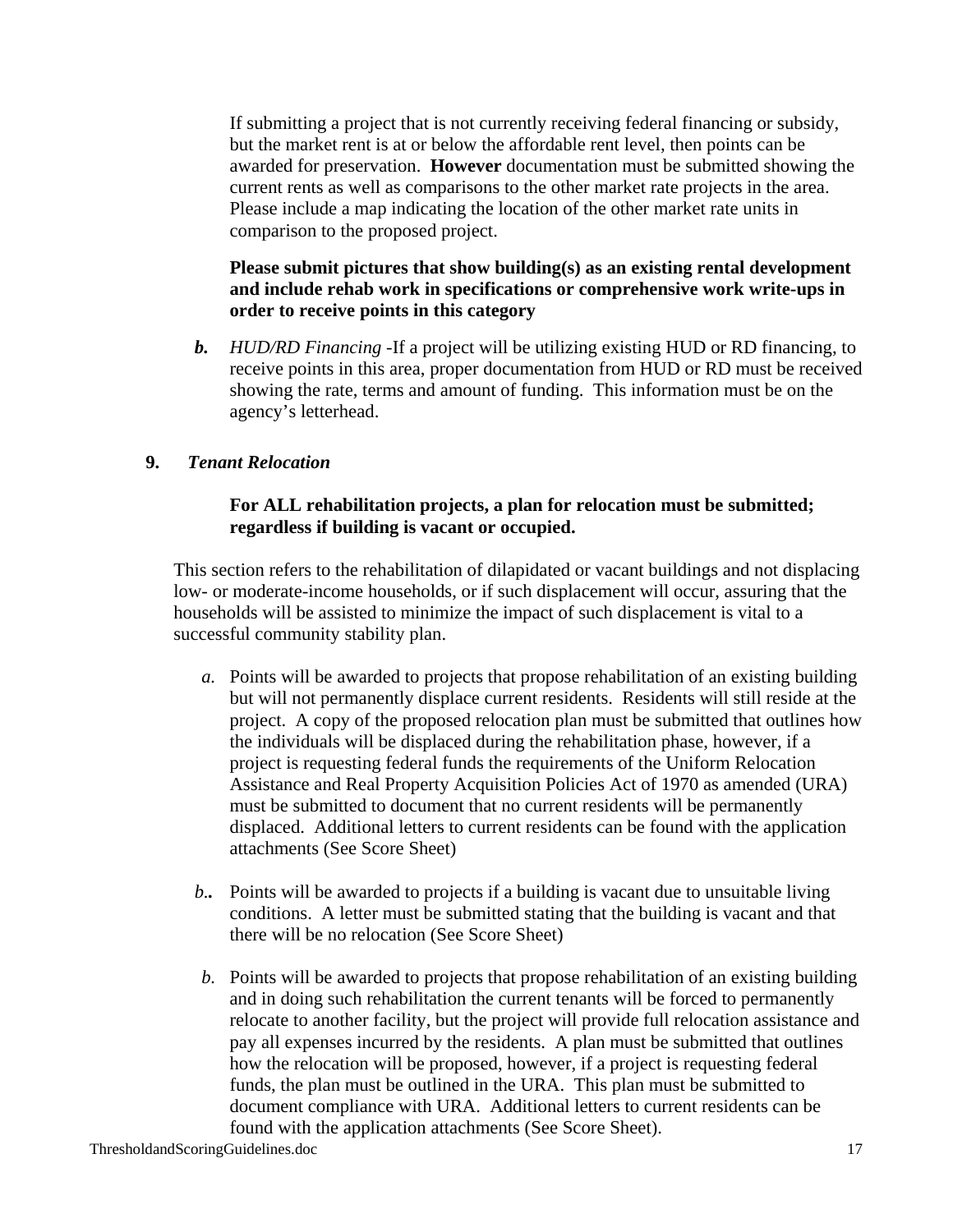If submitting a project that is not currently receiving federal financing or subsidy, but the market rent is at or below the affordable rent level, then points can be awarded for preservation. **However** documentation must be submitted showing the current rents as well as comparisons to the other market rate projects in the area. Please include a map indicating the location of the other market rate units in comparison to the proposed project.

**Please submit pictures that show building(s) as an existing rental development and include rehab work in specifications or comprehensive work write-ups in order to receive points in this category**

***b.*** *HUD/RD Financing* -If a project will be utilizing existing HUD or RD financing, to receive points in this area, proper documentation from HUD or RD must be received showing the rate, terms and amount of funding. This information must be on the agency's letterhead.

**9.** ***Tenant Relocation***

**For ALL rehabilitation projects, a plan for relocation must be submitted; regardless if building is vacant or occupied.**

This section refers to the rehabilitation of dilapidated or vacant buildings and not displacing low- or moderate-income households, or if such displacement will occur, assuring that the households will be assisted to minimize the impact of such displacement is vital to a successful community stability plan.

*a.* Points will be awarded to projects that propose rehabilitation of an existing building but will not permanently displace current residents. Residents will still reside at the project. A copy of the proposed relocation plan must be submitted that outlines how the individuals will be displaced during the rehabilitation phase, however, if a project is requesting federal funds the requirements of the Uniform Relocation Assistance and Real Property Acquisition Policies Act of 1970 as amended (URA) must be submitted to document that no current residents will be permanently displaced. Additional letters to current residents can be found with the application attachments (See Score Sheet)

*b*.. Points will be awarded to projects if a building is vacant due to unsuitable living conditions. A letter must be submitted stating that the building is vacant and that there will be no relocation (See Score Sheet)

*b.* Points will be awarded to projects that propose rehabilitation of an existing building and in doing such rehabilitation the current tenants will be forced to permanently relocate to another facility, but the project will provide full relocation assistance and pay all expenses incurred by the residents. A plan must be submitted that outlines how the relocation will be proposed, however, if a project is requesting federal funds, the plan must be outlined in the URA. This plan must be submitted to document compliance with URA. Additional letters to current residents can be found with the application attachments (See Score Sheet).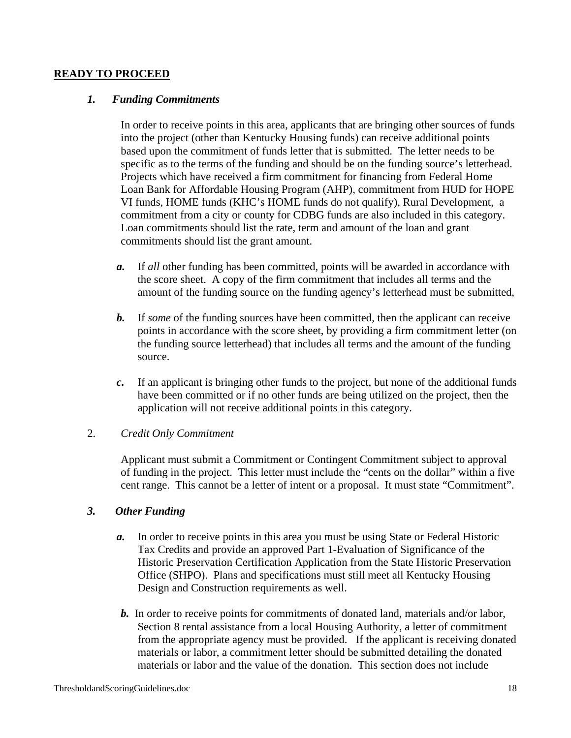## READY TO PROCEED

### *1. Funding Commitments*

In order to receive points in this area, applicants that are bringing other sources of funds into the project (other than Kentucky Housing funds) can receive additional points based upon the commitment of funds letter that is submitted. The letter needs to be specific as to the terms of the funding and should be on the funding source's letterhead. Projects which have received a firm commitment for financing from Federal Home Loan Bank for Affordable Housing Program (AHP), commitment from HUD for HOPE VI funds, HOME funds (KHC's HOME funds do not qualify), Rural Development, a commitment from a city or county for CDBG funds are also included in this category. Loan commitments should list the rate, term and amount of the loan and grant commitments should list the grant amount.

***a.*** If *all* other funding has been committed, points will be awarded in accordance with the score sheet. A copy of the firm commitment that includes all terms and the amount of the funding source on the funding agency's letterhead must be submitted,

***b.*** If *some* of the funding sources have been committed, then the applicant can receive points in accordance with the score sheet, by providing a firm commitment letter (on the funding source letterhead) that includes all terms and the amount of the funding source.

***c.*** If an applicant is bringing other funds to the project, but none of the additional funds have been committed or if no other funds are being utilized on the project, then the application will not receive additional points in this category.

### 2. *Credit Only Commitment*

Applicant must submit a Commitment or Contingent Commitment subject to approval of funding in the project. This letter must include the "cents on the dollar" within a five cent range. This cannot be a letter of intent or a proposal. It must state "Commitment".

### *3. Other Funding*

***a.*** In order to receive points in this area you must be using State or Federal Historic Tax Credits and provide an approved Part 1-Evaluation of Significance of the Historic Preservation Certification Application from the State Historic Preservation Office (SHPO). Plans and specifications must still meet all Kentucky Housing Design and Construction requirements as well.

***b.*** In order to receive points for commitments of donated land, materials and/or labor, Section 8 rental assistance from a local Housing Authority, a letter of commitment from the appropriate agency must be provided. If the applicant is receiving donated materials or labor, a commitment letter should be submitted detailing the donated materials or labor and the value of the donation. This section does not include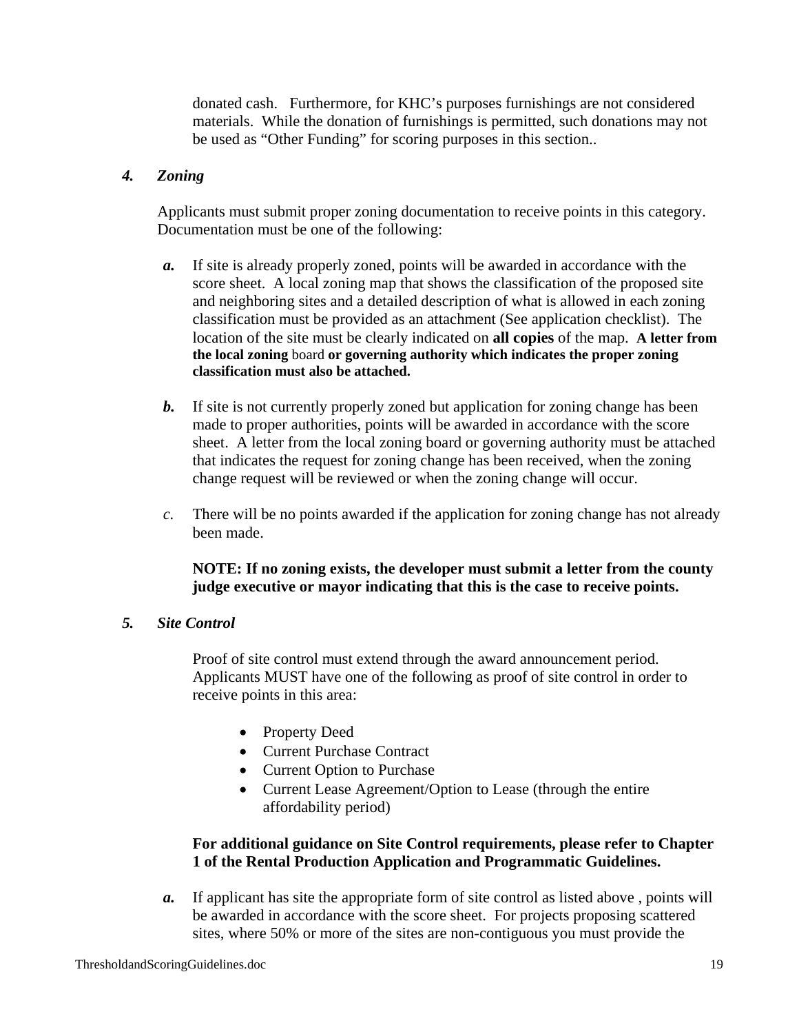donated cash. Furthermore, for KHC's purposes furnishings are not considered materials. While the donation of furnishings is permitted, such donations may not be used as "Other Funding" for scoring purposes in this section..

### *4. Zoning*

Applicants must submit proper zoning documentation to receive points in this category. Documentation must be one of the following:

***a.*** If site is already properly zoned, points will be awarded in accordance with the score sheet. A local zoning map that shows the classification of the proposed site and neighboring sites and a detailed description of what is allowed in each zoning classification must be provided as an attachment (See application checklist). The location of the site must be clearly indicated on **all copies** of the map. **A letter from the local zoning** board **or governing authority which indicates the proper zoning classification must also be attached.**

***b.*** If site is not currently properly zoned but application for zoning change has been made to proper authorities, points will be awarded in accordance with the score sheet. A letter from the local zoning board or governing authority must be attached that indicates the request for zoning change has been received, when the zoning change request will be reviewed or when the zoning change will occur.

*c.* There will be no points awarded if the application for zoning change has not already been made.

**NOTE: If no zoning exists, the developer must submit a letter from the county judge executive or mayor indicating that this is the case to receive points.**

### *5. Site Control*

Proof of site control must extend through the award announcement period. Applicants MUST have one of the following as proof of site control in order to receive points in this area:

- Property Deed
- Current Purchase Contract
- Current Option to Purchase
- Current Lease Agreement/Option to Lease (through the entire affordability period)

**For additional guidance on Site Control requirements, please refer to Chapter 1 of the Rental Production Application and Programmatic Guidelines.**

***a.*** If applicant has site the appropriate form of site control as listed above , points will be awarded in accordance with the score sheet. For projects proposing scattered sites, where 50% or more of the sites are non-contiguous you must provide the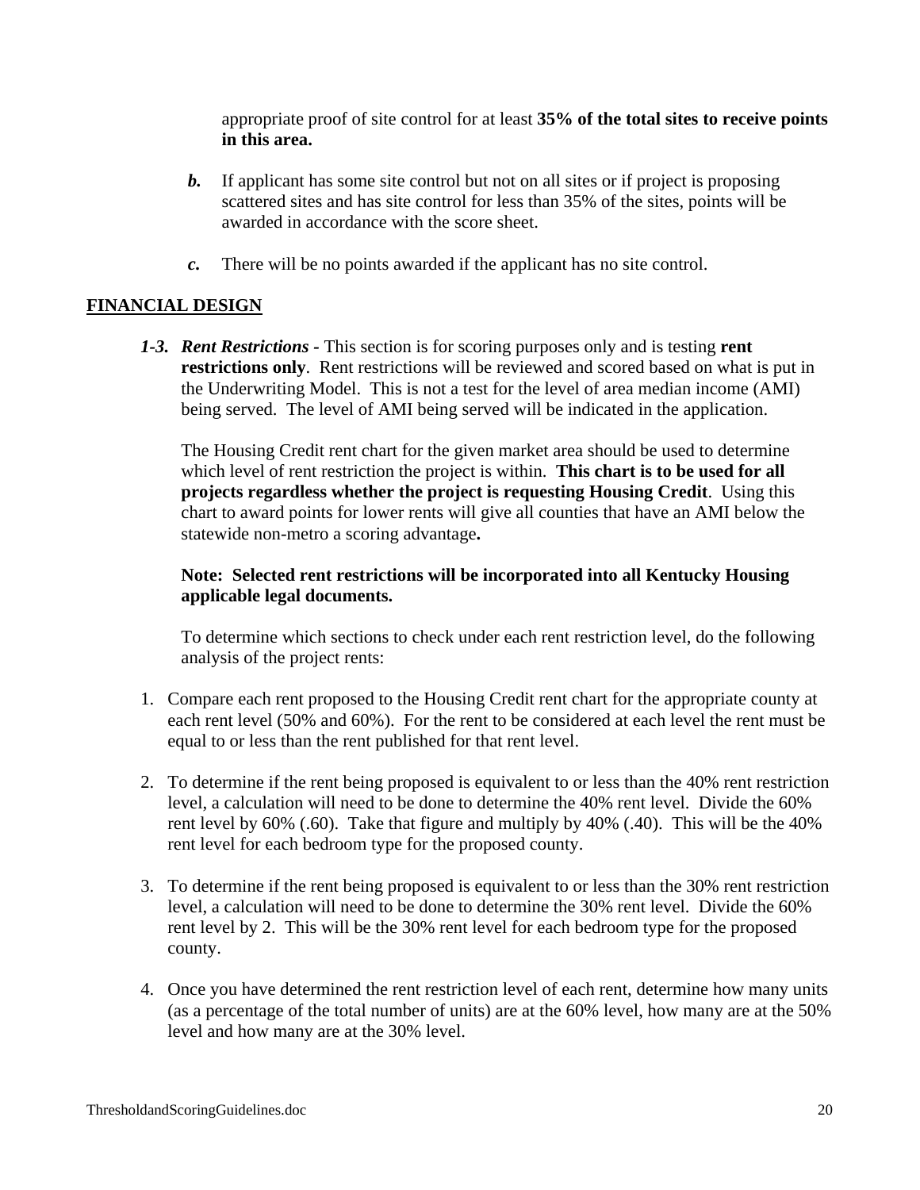appropriate proof of site control for at least **35% of the total sites to receive points in this area.**

***b.*** If applicant has some site control but not on all sites or if project is proposing scattered sites and has site control for less than 35% of the sites, points will be awarded in accordance with the score sheet.

***c.*** There will be no points awarded if the applicant has no site control.

## FINANCIAL DESIGN

***1-3. Rent Restrictions -*** This section is for scoring purposes only and is testing **rent restrictions only**. Rent restrictions will be reviewed and scored based on what is put in the Underwriting Model. This is not a test for the level of area median income (AMI) being served. The level of AMI being served will be indicated in the application.

The Housing Credit rent chart for the given market area should be used to determine which level of rent restriction the project is within. **This chart is to be used for all projects regardless whether the project is requesting Housing Credit**. Using this chart to award points for lower rents will give all counties that have an AMI below the statewide non-metro a scoring advantage**.**

**Note: Selected rent restrictions will be incorporated into all Kentucky Housing applicable legal documents.**

To determine which sections to check under each rent restriction level, do the following analysis of the project rents:

1. Compare each rent proposed to the Housing Credit rent chart for the appropriate county at each rent level (50% and 60%). For the rent to be considered at each level the rent must be equal to or less than the rent published for that rent level.
2. To determine if the rent being proposed is equivalent to or less than the 40% rent restriction level, a calculation will need to be done to determine the 40% rent level. Divide the 60% rent level by 60% (.60). Take that figure and multiply by 40% (.40). This will be the 40% rent level for each bedroom type for the proposed county.
3. To determine if the rent being proposed is equivalent to or less than the 30% rent restriction level, a calculation will need to be done to determine the 30% rent level. Divide the 60% rent level by 2. This will be the 30% rent level for each bedroom type for the proposed county.
4. Once you have determined the rent restriction level of each rent, determine how many units (as a percentage of the total number of units) are at the 60% level, how many are at the 50% level and how many are at the 30% level.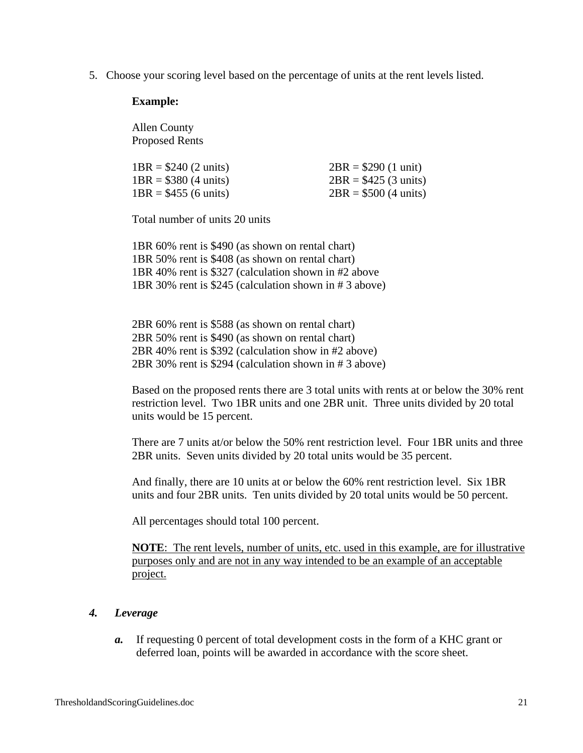5. Choose your scoring level based on the percentage of units at the rent levels listed.

   **Example:**

   Allen County
   Proposed Rents

   | | |
   |---|---|
   | 1BR = $240 (2 units) | 2BR = $290 (1 unit) |
   | 1BR = $380 (4 units) | 2BR = $425 (3 units) |
   | 1BR = $455 (6 units) | 2BR = $500 (4 units) |

   Total number of units 20 units

   1BR 60% rent is $490 (as shown on rental chart)
   1BR 50% rent is $408 (as shown on rental chart)
   1BR 40% rent is $327 (calculation shown in #2 above
   1BR 30% rent is $245 (calculation shown in # 3 above)

   2BR 60% rent is $588 (as shown on rental chart)
   2BR 50% rent is $490 (as shown on rental chart)
   2BR 40% rent is $392 (calculation show in #2 above)
   2BR 30% rent is $294 (calculation shown in # 3 above)

   Based on the proposed rents there are 3 total units with rents at or below the 30% rent restriction level. Two 1BR units and one 2BR unit. Three units divided by 20 total units would be 15 percent.

   There are 7 units at/or below the 50% rent restriction level. Four 1BR units and three 2BR units. Seven units divided by 20 total units would be 35 percent.

   And finally, there are 10 units at or below the 60% rent restriction level. Six 1BR units and four 2BR units. Ten units divided by 20 total units would be 50 percent.

   All percentages should total 100 percent.

   **NOTE**: The rent levels, number of units, etc. used in this example, are for illustrative purposes only and are not in any way intended to be an example of an acceptable project.

### *4. Leverage*

***a.*** If requesting 0 percent of total development costs in the form of a KHC grant or deferred loan, points will be awarded in accordance with the score sheet.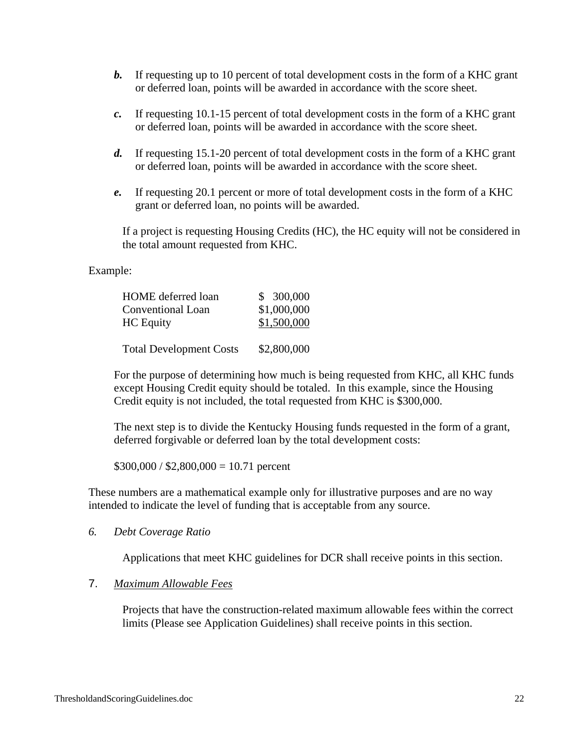***b.*** If requesting up to 10 percent of total development costs in the form of a KHC grant or deferred loan, points will be awarded in accordance with the score sheet.

***c.*** If requesting 10.1-15 percent of total development costs in the form of a KHC grant or deferred loan, points will be awarded in accordance with the score sheet.

***d.*** If requesting 15.1-20 percent of total development costs in the form of a KHC grant or deferred loan, points will be awarded in accordance with the score sheet.

***e.*** If requesting 20.1 percent or more of total development costs in the form of a KHC grant or deferred loan, no points will be awarded.

If a project is requesting Housing Credits (HC), the HC equity will not be considered in the total amount requested from KHC.

Example:

| | |
|---|---|
| HOME deferred loan | $ 300,000 |
| Conventional Loan | $1,000,000 |
| HC Equity | $1,500,000 |
| Total Development Costs | $2,800,000 |

For the purpose of determining how much is being requested from KHC, all KHC funds except Housing Credit equity should be totaled. In this example, since the Housing Credit equity is not included, the total requested from KHC is $300,000.

The next step is to divide the Kentucky Housing funds requested in the form of a grant, deferred forgivable or deferred loan by the total development costs:

$300,000 / $2,800,000 = 10.71 percent

These numbers are a mathematical example only for illustrative purposes and are no way intended to indicate the level of funding that is acceptable from any source.

*6. Debt Coverage Ratio*

Applications that meet KHC guidelines for DCR shall receive points in this section.

7. *Maximum Allowable Fees*

Projects that have the construction-related maximum allowable fees within the correct limits (Please see Application Guidelines) shall receive points in this section.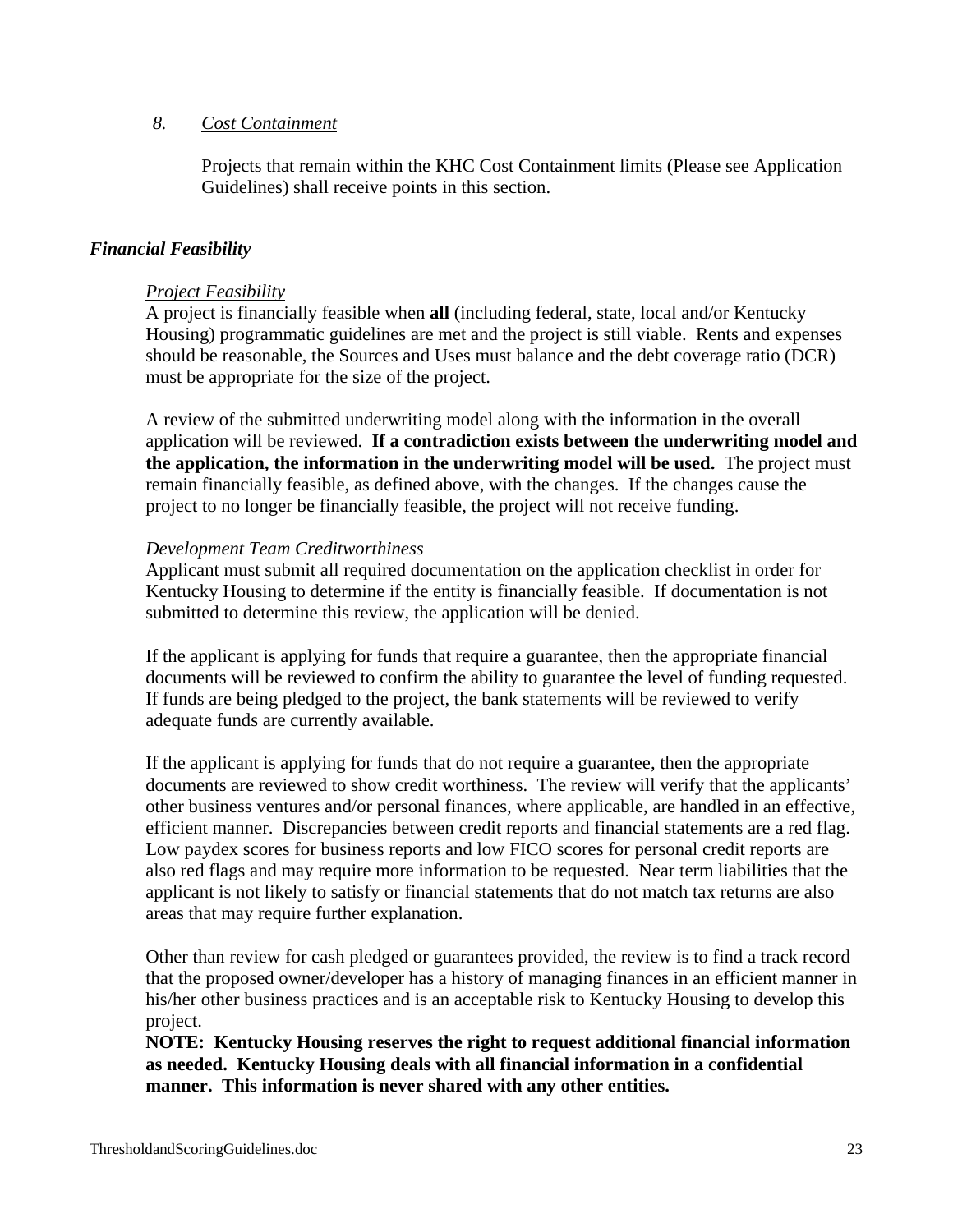8. *Cost Containment*

   Projects that remain within the KHC Cost Containment limits (Please see Application Guidelines) shall receive points in this section.

### *Financial Feasibility*

*Project Feasibility*

A project is financially feasible when **all** (including federal, state, local and/or Kentucky Housing) programmatic guidelines are met and the project is still viable. Rents and expenses should be reasonable, the Sources and Uses must balance and the debt coverage ratio (DCR) must be appropriate for the size of the project.

A review of the submitted underwriting model along with the information in the overall application will be reviewed. **If a contradiction exists between the underwriting model and the application, the information in the underwriting model will be used.** The project must remain financially feasible, as defined above, with the changes. If the changes cause the project to no longer be financially feasible, the project will not receive funding.

*Development Team Creditworthiness*

Applicant must submit all required documentation on the application checklist in order for Kentucky Housing to determine if the entity is financially feasible. If documentation is not submitted to determine this review, the application will be denied.

If the applicant is applying for funds that require a guarantee, then the appropriate financial documents will be reviewed to confirm the ability to guarantee the level of funding requested. If funds are being pledged to the project, the bank statements will be reviewed to verify adequate funds are currently available.

If the applicant is applying for funds that do not require a guarantee, then the appropriate documents are reviewed to show credit worthiness. The review will verify that the applicants' other business ventures and/or personal finances, where applicable, are handled in an effective, efficient manner. Discrepancies between credit reports and financial statements are a red flag. Low paydex scores for business reports and low FICO scores for personal credit reports are also red flags and may require more information to be requested. Near term liabilities that the applicant is not likely to satisfy or financial statements that do not match tax returns are also areas that may require further explanation.

Other than review for cash pledged or guarantees provided, the review is to find a track record that the proposed owner/developer has a history of managing finances in an efficient manner in his/her other business practices and is an acceptable risk to Kentucky Housing to develop this project.

**NOTE: Kentucky Housing reserves the right to request additional financial information as needed. Kentucky Housing deals with all financial information in a confidential manner. This information is never shared with any other entities.**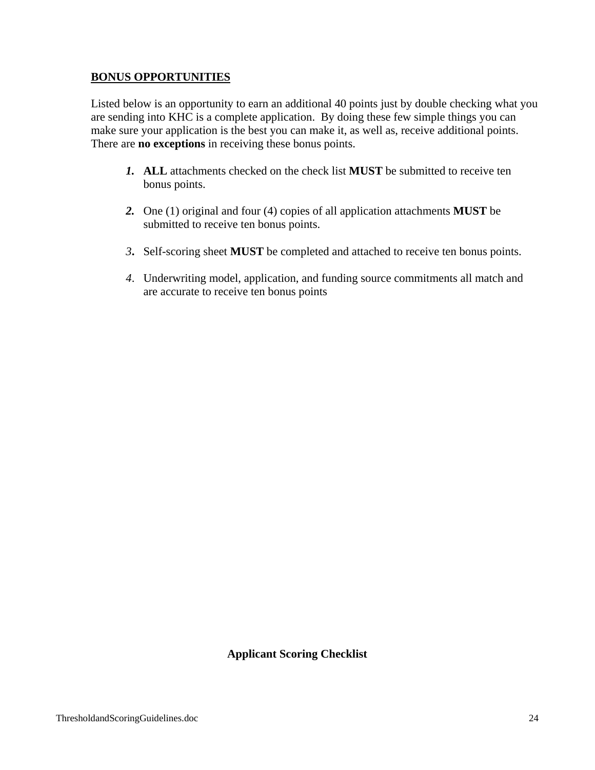**<u>BONUS OPPORTUNITIES</u>**

Listed below is an opportunity to earn an additional 40 points just by double checking what you are sending into KHC is a complete application. By doing these few simple things you can make sure your application is the best you can make it, as well as, receive additional points. There are **no exceptions** in receiving these bonus points.

1. **ALL** attachments checked on the check list **MUST** be submitted to receive ten bonus points.

2. One (1) original and four (4) copies of all application attachments **MUST** be submitted to receive ten bonus points.

3. Self-scoring sheet **MUST** be completed and attached to receive ten bonus points.

4. Underwriting model, application, and funding source commitments all match and are accurate to receive ten bonus points

**Applicant Scoring Checklist**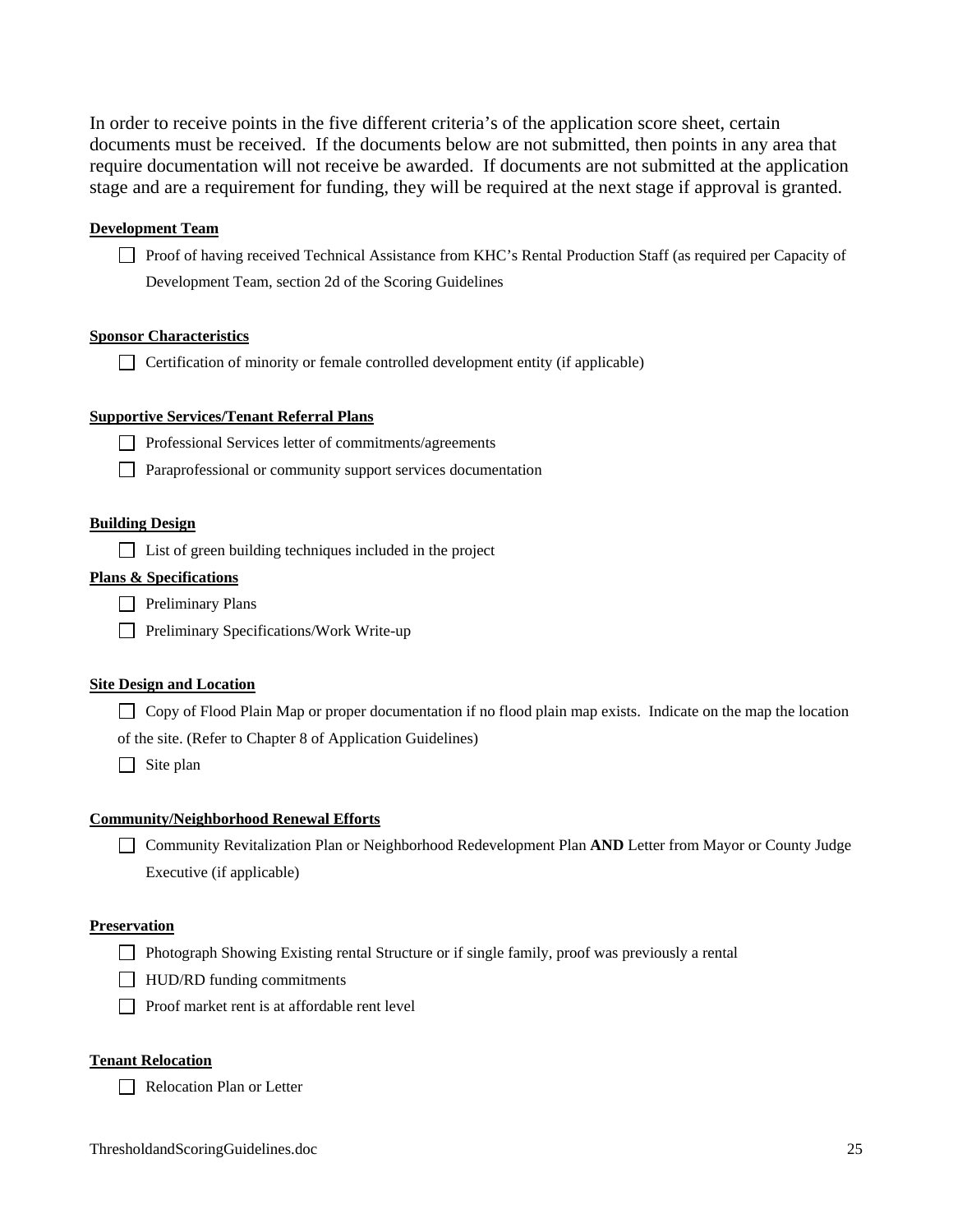In order to receive points in the five different criteria's of the application score sheet, certain documents must be received. If the documents below are not submitted, then points in any area that require documentation will not receive be awarded. If documents are not submitted at the application stage and are a requirement for funding, they will be required at the next stage if approval is granted.

**Development Team**

- ☐ Proof of having received Technical Assistance from KHC's Rental Production Staff (as required per Capacity of Development Team, section 2d of the Scoring Guidelines

**Sponsor Characteristics**

- ☐ Certification of minority or female controlled development entity (if applicable)

**Supportive Services/Tenant Referral Plans**

- ☐ Professional Services letter of commitments/agreements
- ☐ Paraprofessional or community support services documentation

**Building Design**

- ☐ List of green building techniques included in the project

**Plans & Specifications**

- ☐ Preliminary Plans
- ☐ Preliminary Specifications/Work Write-up

**Site Design and Location**

- ☐ Copy of Flood Plain Map or proper documentation if no flood plain map exists. Indicate on the map the location of the site. (Refer to Chapter 8 of Application Guidelines)
- ☐ Site plan

**Community/Neighborhood Renewal Efforts**

- ☐ Community Revitalization Plan or Neighborhood Redevelopment Plan **AND** Letter from Mayor or County Judge Executive (if applicable)

**Preservation**

- ☐ Photograph Showing Existing rental Structure or if single family, proof was previously a rental
- ☐ HUD/RD funding commitments
- ☐ Proof market rent is at affordable rent level

**Tenant Relocation**

- ☐ Relocation Plan or Letter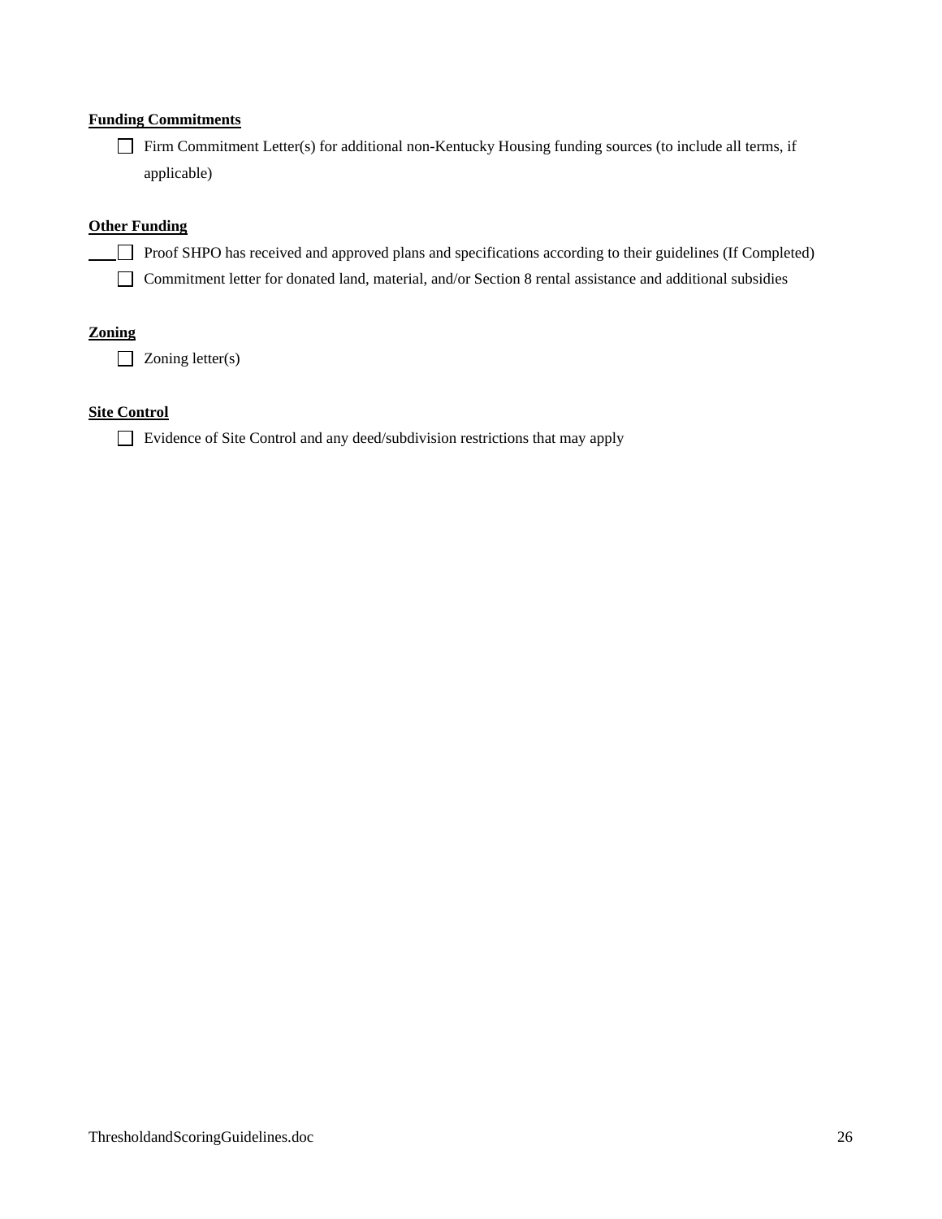**Funding Commitments**

- [ ] Firm Commitment Letter(s) for additional non-Kentucky Housing funding sources (to include all terms, if applicable)

**Other Funding**

- [ ] Proof SHPO has received and approved plans and specifications according to their guidelines (If Completed)
- [ ] Commitment letter for donated land, material, and/or Section 8 rental assistance and additional subsidies

**Zoning**

- [ ] Zoning letter(s)

**Site Control**

- [ ] Evidence of Site Control and any deed/subdivision restrictions that may apply